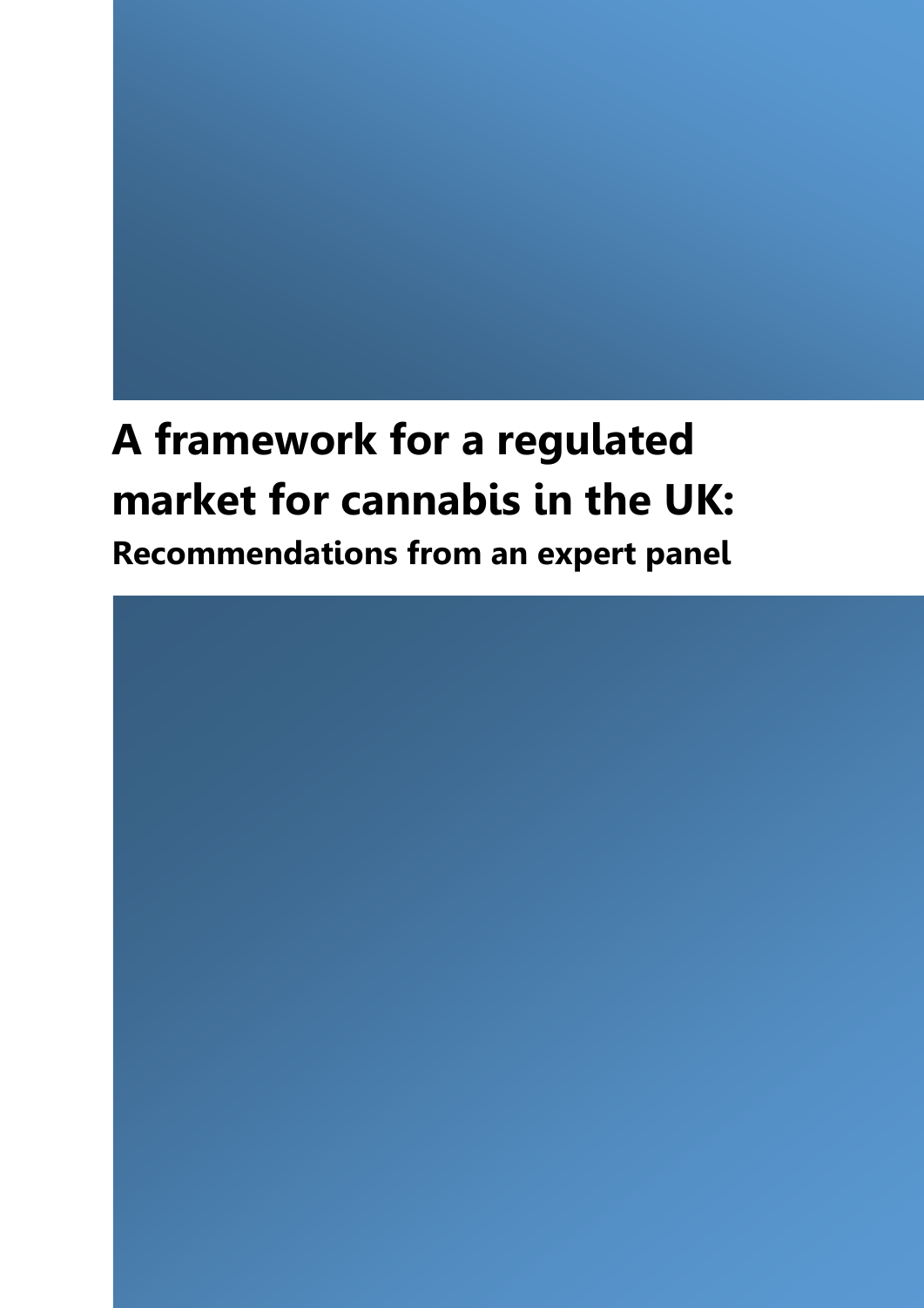# A framework for a regulated market for cannabis in the UK:

## Recommendations from an expert panel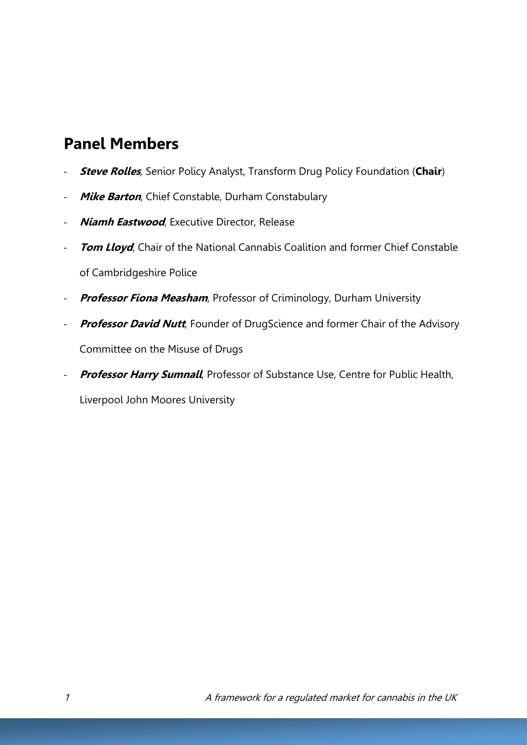## Panel Members

- ***Steve Rolles**,* Senior Policy Analyst, Transform Drug Policy Foundation (**Chair**)
- ***Mike Barton***, Chief Constable, Durham Constabulary
- ***Niamh Eastwood***, Executive Director, Release
- ***Tom Lloyd***, Chair of the National Cannabis Coalition and former Chief Constable of Cambridgeshire Police
- ***Professor Fiona Measham***, Professor of Criminology, Durham University
- ***Professor David Nutt***, Founder of DrugScience and former Chair of the Advisory Committee on the Misuse of Drugs
- ***Professor Harry Sumnall***, Professor of Substance Use, Centre for Public Health, Liverpool John Moores University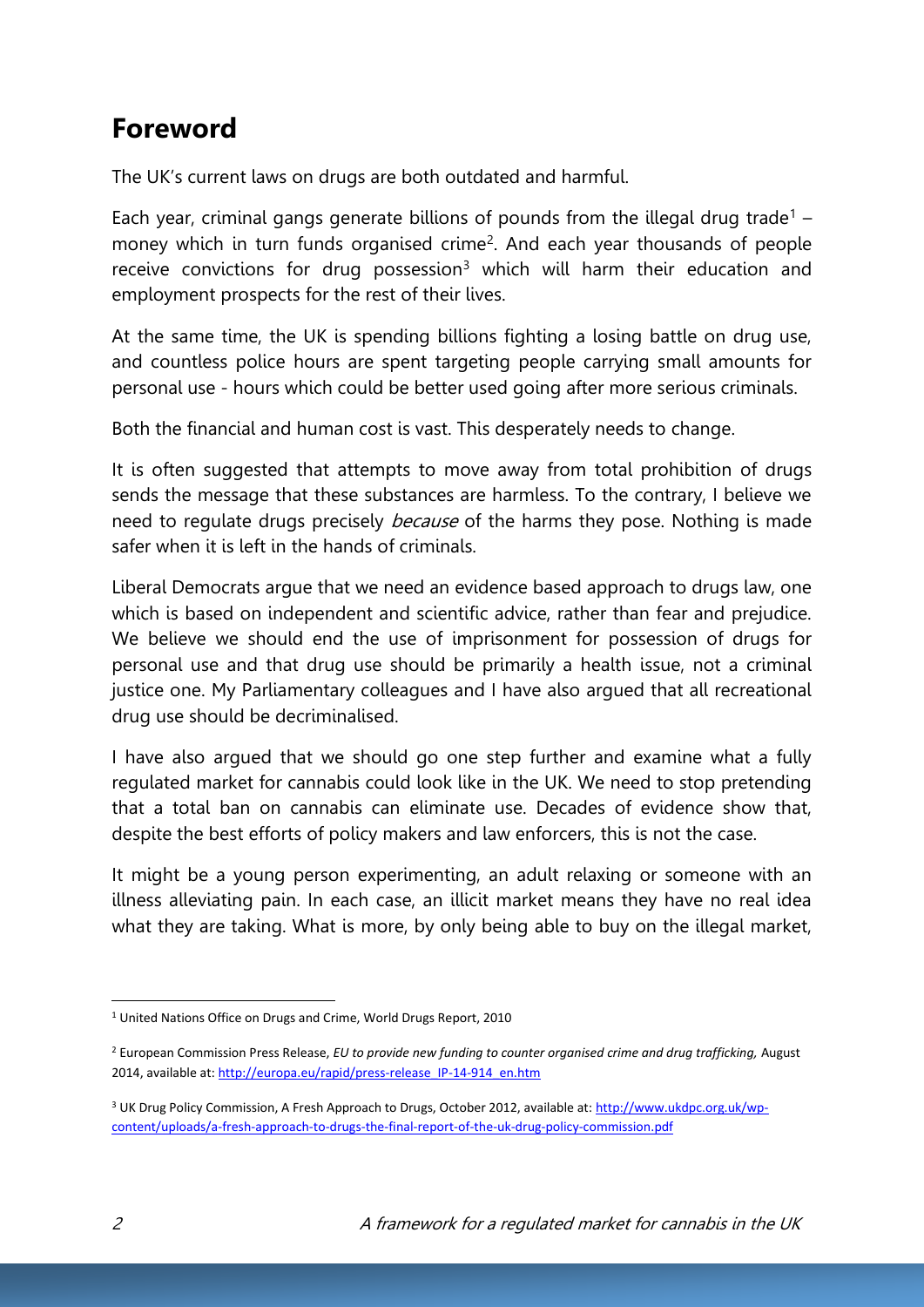# Foreword

The UK's current laws on drugs are both outdated and harmful.

Each year, criminal gangs generate billions of pounds from the illegal drug trade[1] – money which in turn funds organised crime[2]. And each year thousands of people receive convictions for drug possession[3] which will harm their education and employment prospects for the rest of their lives.

At the same time, the UK is spending billions fighting a losing battle on drug use, and countless police hours are spent targeting people carrying small amounts for personal use - hours which could be better used going after more serious criminals.

Both the financial and human cost is vast. This desperately needs to change.

It is often suggested that attempts to move away from total prohibition of drugs sends the message that these substances are harmless. To the contrary, I believe we need to regulate drugs precisely *because* of the harms they pose. Nothing is made safer when it is left in the hands of criminals.

Liberal Democrats argue that we need an evidence based approach to drugs law, one which is based on independent and scientific advice, rather than fear and prejudice. We believe we should end the use of imprisonment for possession of drugs for personal use and that drug use should be primarily a health issue, not a criminal justice one. My Parliamentary colleagues and I have also argued that all recreational drug use should be decriminalised.

I have also argued that we should go one step further and examine what a fully regulated market for cannabis could look like in the UK. We need to stop pretending that a total ban on cannabis can eliminate use. Decades of evidence show that, despite the best efforts of policy makers and law enforcers, this is not the case.

It might be a young person experimenting, an adult relaxing or someone with an illness alleviating pain. In each case, an illicit market means they have no real idea what they are taking. What is more, by only being able to buy on the illegal market,

[1] United Nations Office on Drugs and Crime, World Drugs Report, 2010

[2] European Commission Press Release, *EU to provide new funding to counter organised crime and drug trafficking,* August 2014, available at: http://europa.eu/rapid/press-release_IP-14-914_en.htm

[3] UK Drug Policy Commission, A Fresh Approach to Drugs, October 2012, available at: http://www.ukdpc.org.uk/wp-content/uploads/a-fresh-approach-to-drugs-the-final-report-of-the-uk-drug-policy-commission.pdf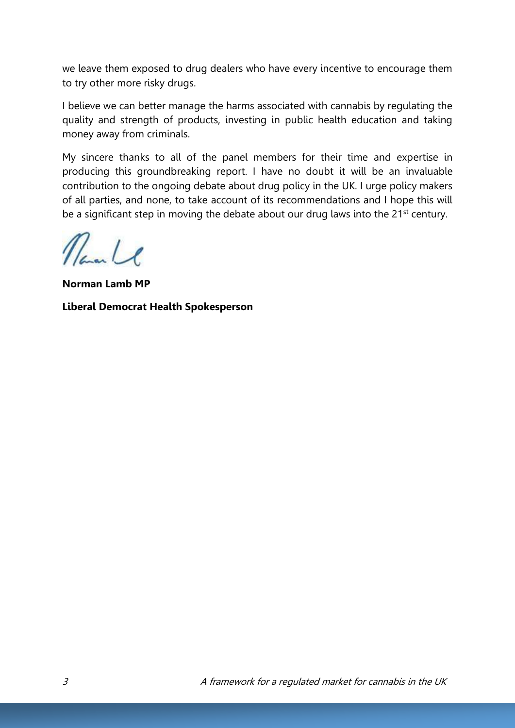we leave them exposed to drug dealers who have every incentive to encourage them to try other more risky drugs.

I believe we can better manage the harms associated with cannabis by regulating the quality and strength of products, investing in public health education and taking money away from criminals.

My sincere thanks to all of the panel members for their time and expertise in producing this groundbreaking report. I have no doubt it will be an invaluable contribution to the ongoing debate about drug policy in the UK. I urge policy makers of all parties, and none, to take account of its recommendations and I hope this will be a significant step in moving the debate about our drug laws into the 21st century.

**Norman Lamb MP**

**Liberal Democrat Health Spokesperson**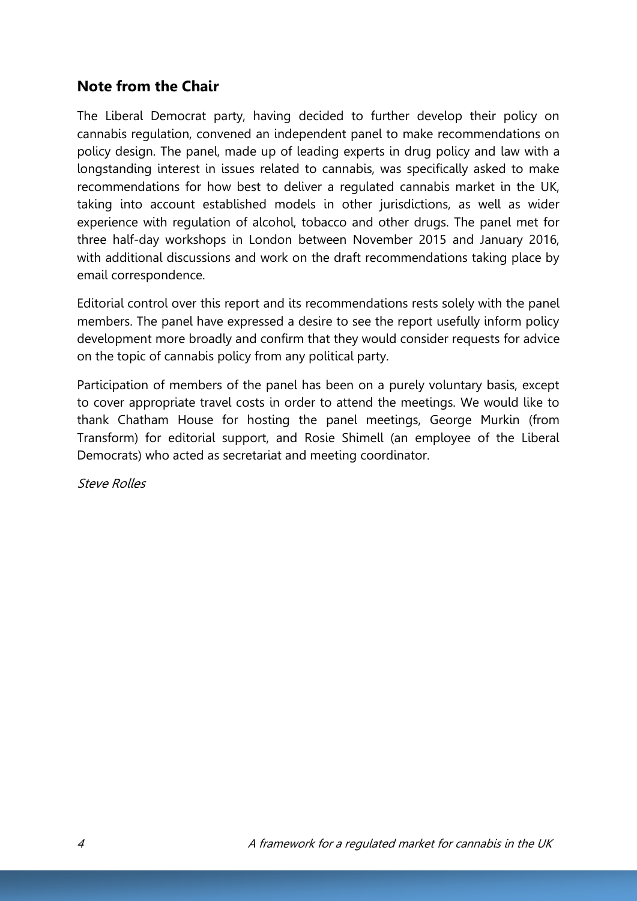## Note from the Chair

The Liberal Democrat party, having decided to further develop their policy on cannabis regulation, convened an independent panel to make recommendations on policy design. The panel, made up of leading experts in drug policy and law with a longstanding interest in issues related to cannabis, was specifically asked to make recommendations for how best to deliver a regulated cannabis market in the UK, taking into account established models in other jurisdictions, as well as wider experience with regulation of alcohol, tobacco and other drugs. The panel met for three half-day workshops in London between November 2015 and January 2016, with additional discussions and work on the draft recommendations taking place by email correspondence.

Editorial control over this report and its recommendations rests solely with the panel members. The panel have expressed a desire to see the report usefully inform policy development more broadly and confirm that they would consider requests for advice on the topic of cannabis policy from any political party.

Participation of members of the panel has been on a purely voluntary basis, except to cover appropriate travel costs in order to attend the meetings. We would like to thank Chatham House for hosting the panel meetings, George Murkin (from Transform) for editorial support, and Rosie Shimell (an employee of the Liberal Democrats) who acted as secretariat and meeting coordinator.

*Steve Rolles*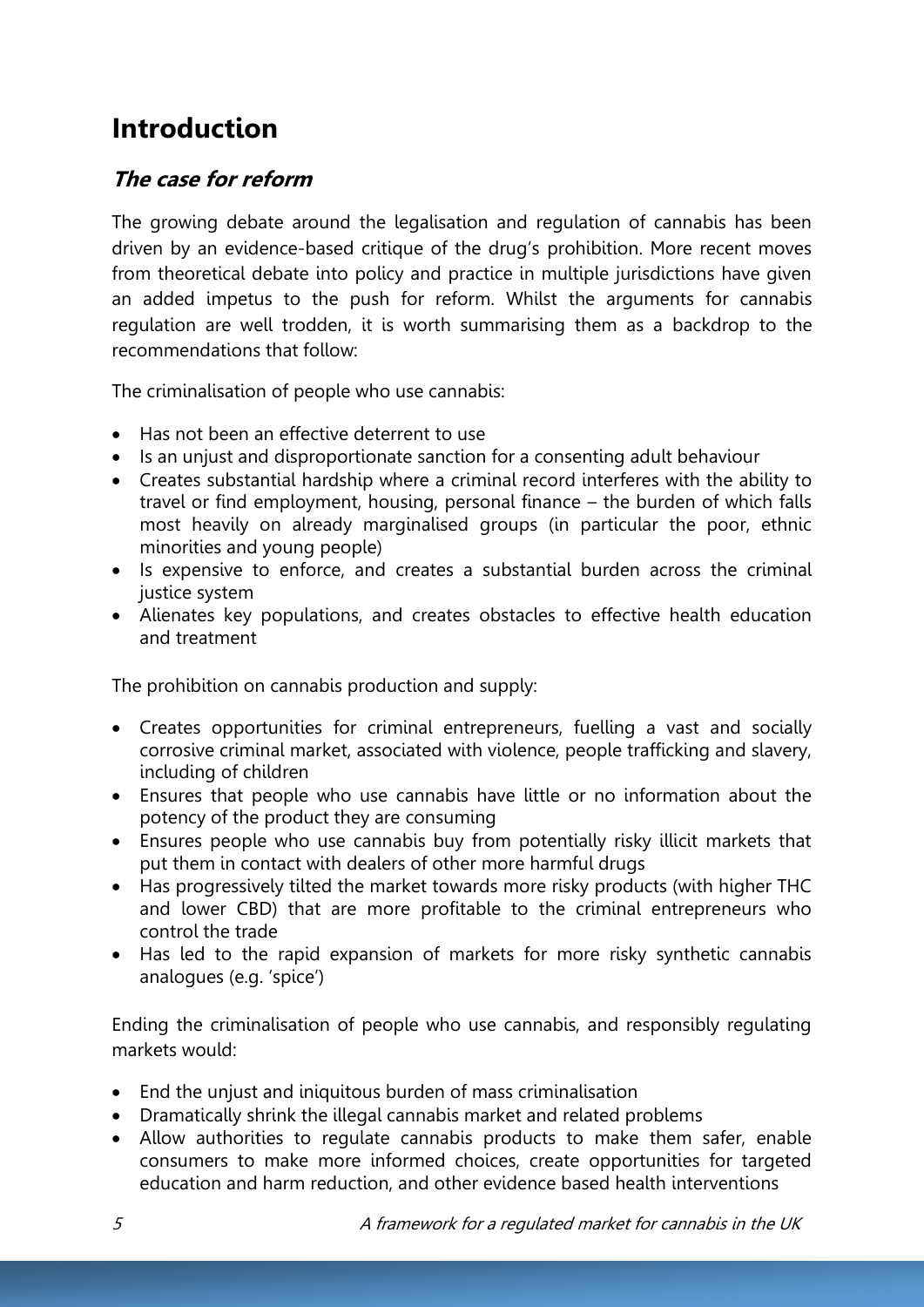# Introduction

## *The case for reform*

The growing debate around the legalisation and regulation of cannabis has been driven by an evidence-based critique of the drug's prohibition. More recent moves from theoretical debate into policy and practice in multiple jurisdictions have given an added impetus to the push for reform. Whilst the arguments for cannabis regulation are well trodden, it is worth summarising them as a backdrop to the recommendations that follow:

The criminalisation of people who use cannabis:

- Has not been an effective deterrent to use
- Is an unjust and disproportionate sanction for a consenting adult behaviour
- Creates substantial hardship where a criminal record interferes with the ability to travel or find employment, housing, personal finance – the burden of which falls most heavily on already marginalised groups (in particular the poor, ethnic minorities and young people)
- Is expensive to enforce, and creates a substantial burden across the criminal justice system
- Alienates key populations, and creates obstacles to effective health education and treatment

The prohibition on cannabis production and supply:

- Creates opportunities for criminal entrepreneurs, fuelling a vast and socially corrosive criminal market, associated with violence, people trafficking and slavery, including of children
- Ensures that people who use cannabis have little or no information about the potency of the product they are consuming
- Ensures people who use cannabis buy from potentially risky illicit markets that put them in contact with dealers of other more harmful drugs
- Has progressively tilted the market towards more risky products (with higher THC and lower CBD) that are more profitable to the criminal entrepreneurs who control the trade
- Has led to the rapid expansion of markets for more risky synthetic cannabis analogues (e.g. 'spice')

Ending the criminalisation of people who use cannabis, and responsibly regulating markets would:

- End the unjust and iniquitous burden of mass criminalisation
- Dramatically shrink the illegal cannabis market and related problems
- Allow authorities to regulate cannabis products to make them safer, enable consumers to make more informed choices, create opportunities for targeted education and harm reduction, and other evidence based health interventions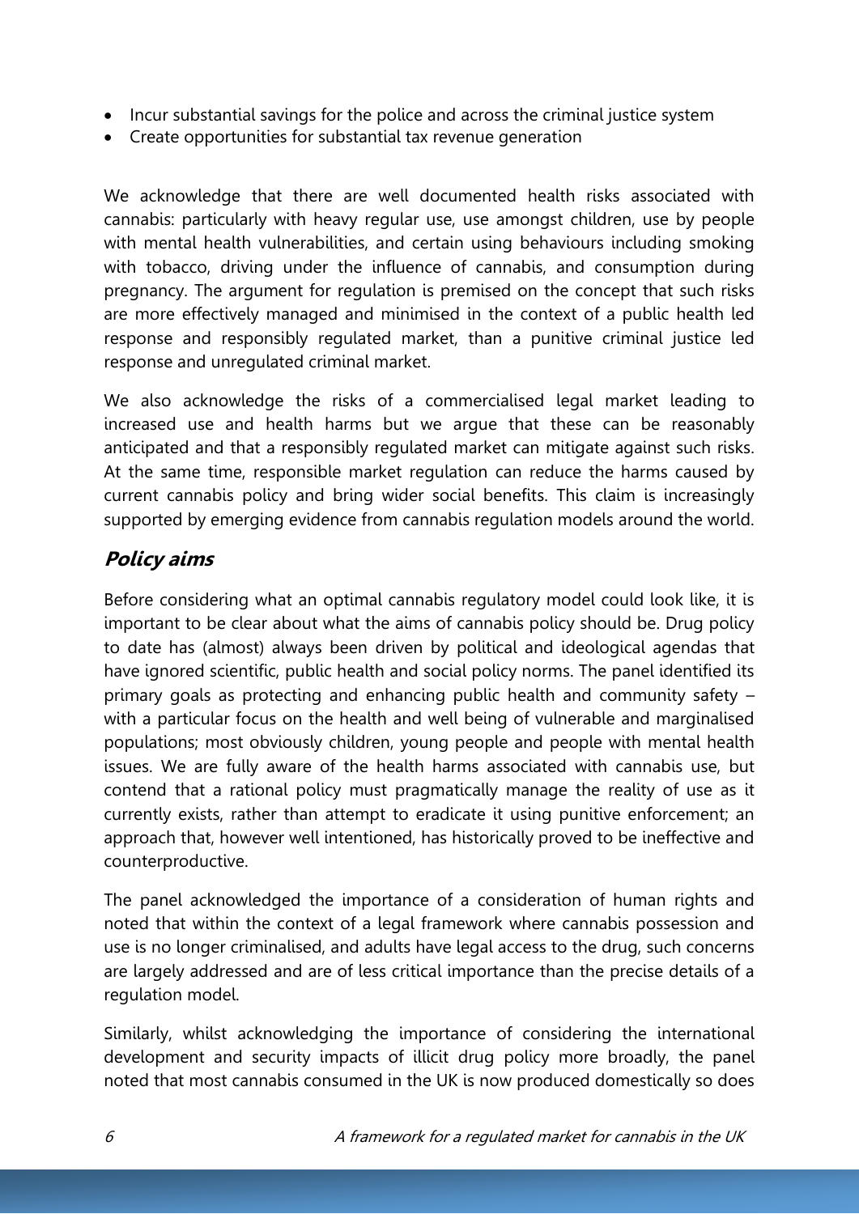- Incur substantial savings for the police and across the criminal justice system
- Create opportunities for substantial tax revenue generation

We acknowledge that there are well documented health risks associated with cannabis: particularly with heavy regular use, use amongst children, use by people with mental health vulnerabilities, and certain using behaviours including smoking with tobacco, driving under the influence of cannabis, and consumption during pregnancy. The argument for regulation is premised on the concept that such risks are more effectively managed and minimised in the context of a public health led response and responsibly regulated market, than a punitive criminal justice led response and unregulated criminal market.

We also acknowledge the risks of a commercialised legal market leading to increased use and health harms but we argue that these can be reasonably anticipated and that a responsibly regulated market can mitigate against such risks. At the same time, responsible market regulation can reduce the harms caused by current cannabis policy and bring wider social benefits. This claim is increasingly supported by emerging evidence from cannabis regulation models around the world.

## Policy aims

Before considering what an optimal cannabis regulatory model could look like, it is important to be clear about what the aims of cannabis policy should be. Drug policy to date has (almost) always been driven by political and ideological agendas that have ignored scientific, public health and social policy norms. The panel identified its primary goals as protecting and enhancing public health and community safety – with a particular focus on the health and well being of vulnerable and marginalised populations; most obviously children, young people and people with mental health issues. We are fully aware of the health harms associated with cannabis use, but contend that a rational policy must pragmatically manage the reality of use as it currently exists, rather than attempt to eradicate it using punitive enforcement; an approach that, however well intentioned, has historically proved to be ineffective and counterproductive.

The panel acknowledged the importance of a consideration of human rights and noted that within the context of a legal framework where cannabis possession and use is no longer criminalised, and adults have legal access to the drug, such concerns are largely addressed and are of less critical importance than the precise details of a regulation model.

Similarly, whilst acknowledging the importance of considering the international development and security impacts of illicit drug policy more broadly, the panel noted that most cannabis consumed in the UK is now produced domestically so does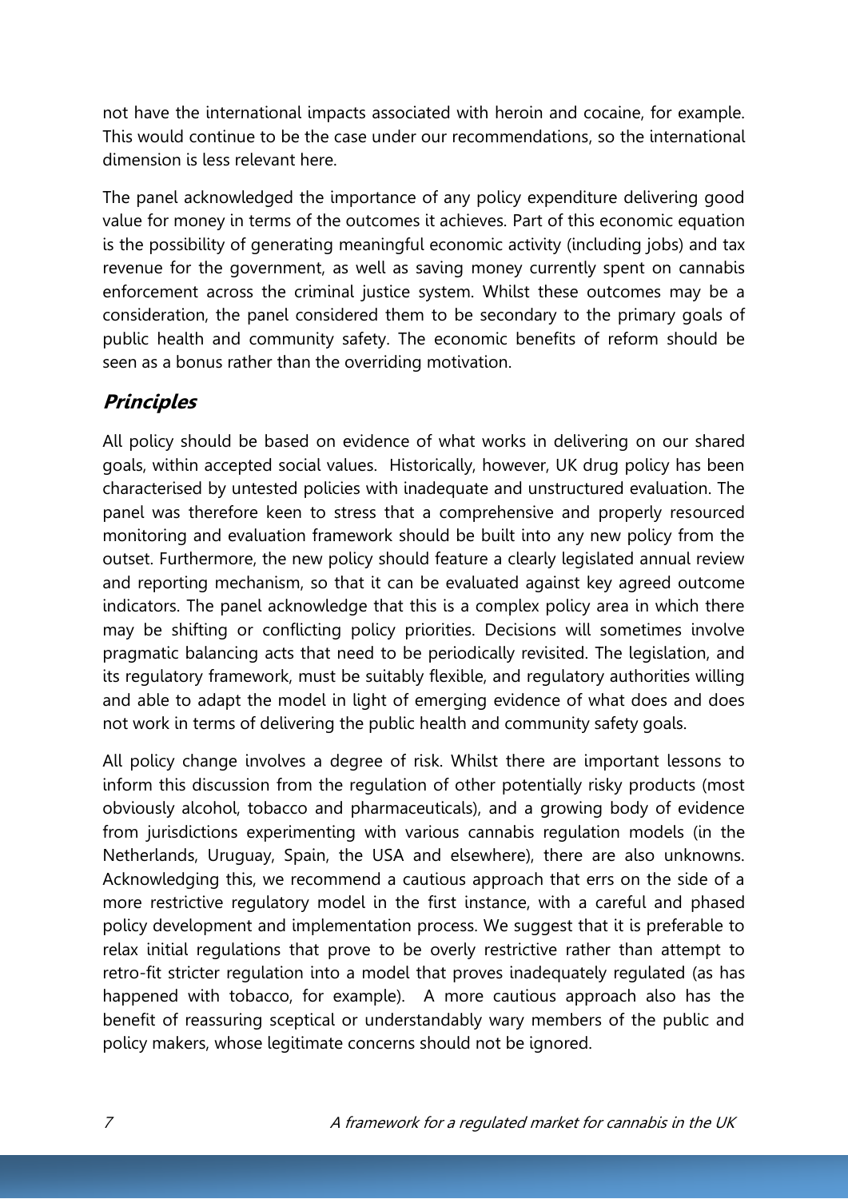not have the international impacts associated with heroin and cocaine, for example. This would continue to be the case under our recommendations, so the international dimension is less relevant here.

The panel acknowledged the importance of any policy expenditure delivering good value for money in terms of the outcomes it achieves. Part of this economic equation is the possibility of generating meaningful economic activity (including jobs) and tax revenue for the government, as well as saving money currently spent on cannabis enforcement across the criminal justice system. Whilst these outcomes may be a consideration, the panel considered them to be secondary to the primary goals of public health and community safety. The economic benefits of reform should be seen as a bonus rather than the overriding motivation.

## *Principles*

All policy should be based on evidence of what works in delivering on our shared goals, within accepted social values. Historically, however, UK drug policy has been characterised by untested policies with inadequate and unstructured evaluation. The panel was therefore keen to stress that a comprehensive and properly resourced monitoring and evaluation framework should be built into any new policy from the outset. Furthermore, the new policy should feature a clearly legislated annual review and reporting mechanism, so that it can be evaluated against key agreed outcome indicators. The panel acknowledge that this is a complex policy area in which there may be shifting or conflicting policy priorities. Decisions will sometimes involve pragmatic balancing acts that need to be periodically revisited. The legislation, and its regulatory framework, must be suitably flexible, and regulatory authorities willing and able to adapt the model in light of emerging evidence of what does and does not work in terms of delivering the public health and community safety goals.

All policy change involves a degree of risk. Whilst there are important lessons to inform this discussion from the regulation of other potentially risky products (most obviously alcohol, tobacco and pharmaceuticals), and a growing body of evidence from jurisdictions experimenting with various cannabis regulation models (in the Netherlands, Uruguay, Spain, the USA and elsewhere), there are also unknowns. Acknowledging this, we recommend a cautious approach that errs on the side of a more restrictive regulatory model in the first instance, with a careful and phased policy development and implementation process. We suggest that it is preferable to relax initial regulations that prove to be overly restrictive rather than attempt to retro-fit stricter regulation into a model that proves inadequately regulated (as has happened with tobacco, for example). A more cautious approach also has the benefit of reassuring sceptical or understandably wary members of the public and policy makers, whose legitimate concerns should not be ignored.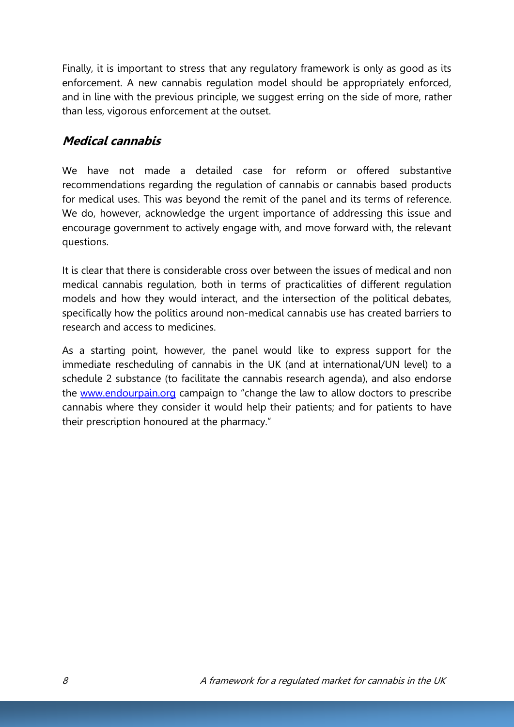Finally, it is important to stress that any regulatory framework is only as good as its enforcement. A new cannabis regulation model should be appropriately enforced, and in line with the previous principle, we suggest erring on the side of more, rather than less, vigorous enforcement at the outset.

### ***Medical cannabis***

We have not made a detailed case for reform or offered substantive recommendations regarding the regulation of cannabis or cannabis based products for medical uses. This was beyond the remit of the panel and its terms of reference. We do, however, acknowledge the urgent importance of addressing this issue and encourage government to actively engage with, and move forward with, the relevant questions.

It is clear that there is considerable cross over between the issues of medical and non medical cannabis regulation, both in terms of practicalities of different regulation models and how they would interact, and the intersection of the political debates, specifically how the politics around non-medical cannabis use has created barriers to research and access to medicines.

As a starting point, however, the panel would like to express support for the immediate rescheduling of cannabis in the UK (and at international/UN level) to a schedule 2 substance (to facilitate the cannabis research agenda), and also endorse the [www.endourpain.org](http://www.endourpain.org) campaign to "change the law to allow doctors to prescribe cannabis where they consider it would help their patients; and for patients to have their prescription honoured at the pharmacy."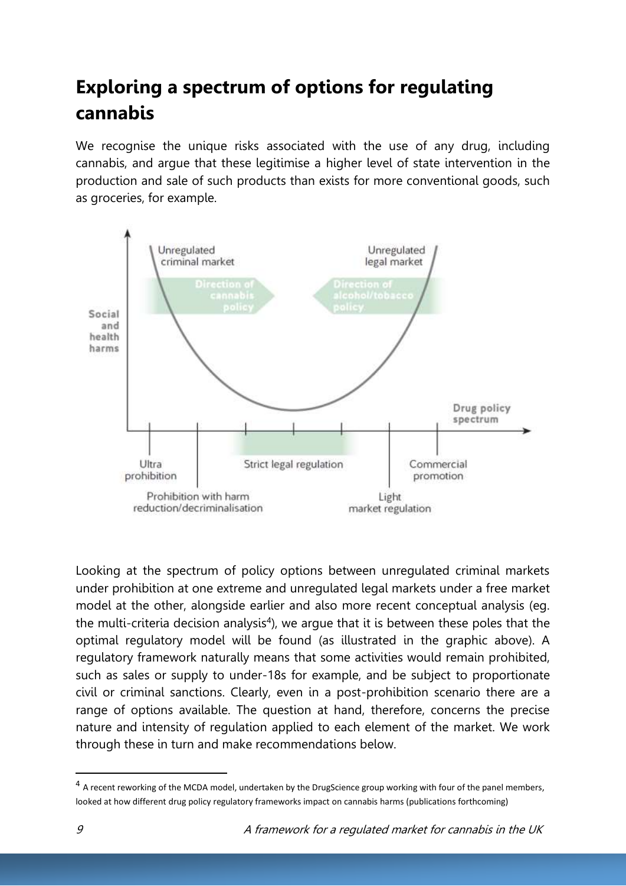## Exploring a spectrum of options for regulating cannabis

We recognise the unique risks associated with the use of any drug, including cannabis, and argue that these legitimise a higher level of state intervention in the production and sale of such products than exists for more conventional goods, such as groceries, for example.

Looking at the spectrum of policy options between unregulated criminal markets under prohibition at one extreme and unregulated legal markets under a free market model at the other, alongside earlier and also more recent conceptual analysis (eg. the multi-criteria decision analysis[4]), we argue that it is between these poles that the optimal regulatory model will be found (as illustrated in the graphic above). A regulatory framework naturally means that some activities would remain prohibited, such as sales or supply to under-18s for example, and be subject to proportionate civil or criminal sanctions. Clearly, even in a post-prohibition scenario there are a range of options available. The question at hand, therefore, concerns the precise nature and intensity of regulation applied to each element of the market. We work through these in turn and make recommendations below.

[4] A recent reworking of the MCDA model, undertaken by the DrugScience group working with four of the panel members, looked at how different drug policy regulatory frameworks impact on cannabis harms (publications forthcoming)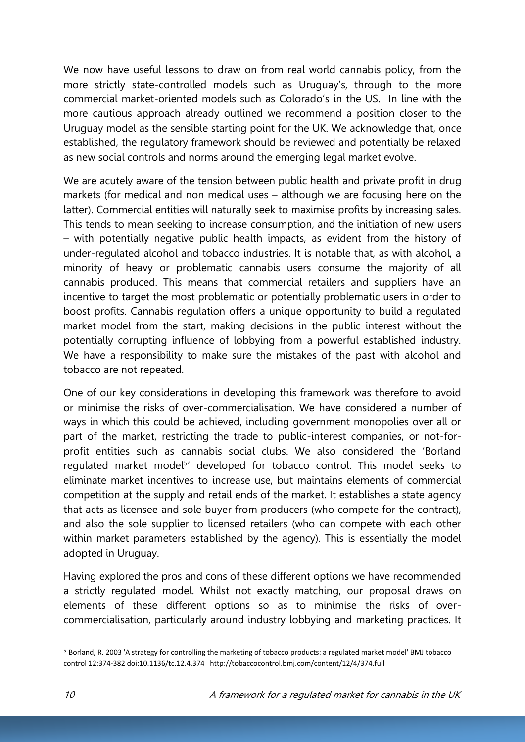We now have useful lessons to draw on from real world cannabis policy, from the more strictly state-controlled models such as Uruguay's, through to the more commercial market-oriented models such as Colorado's in the US. In line with the more cautious approach already outlined we recommend a position closer to the Uruguay model as the sensible starting point for the UK. We acknowledge that, once established, the regulatory framework should be reviewed and potentially be relaxed as new social controls and norms around the emerging legal market evolve.

We are acutely aware of the tension between public health and private profit in drug markets (for medical and non medical uses – although we are focusing here on the latter). Commercial entities will naturally seek to maximise profits by increasing sales. This tends to mean seeking to increase consumption, and the initiation of new users – with potentially negative public health impacts, as evident from the history of under-regulated alcohol and tobacco industries. It is notable that, as with alcohol, a minority of heavy or problematic cannabis users consume the majority of all cannabis produced. This means that commercial retailers and suppliers have an incentive to target the most problematic or potentially problematic users in order to boost profits. Cannabis regulation offers a unique opportunity to build a regulated market model from the start, making decisions in the public interest without the potentially corrupting influence of lobbying from a powerful established industry. We have a responsibility to make sure the mistakes of the past with alcohol and tobacco are not repeated.

One of our key considerations in developing this framework was therefore to avoid or minimise the risks of over-commercialisation. We have considered a number of ways in which this could be achieved, including government monopolies over all or part of the market, restricting the trade to public-interest companies, or not-for-profit entities such as cannabis social clubs. We also considered the 'Borland regulated market model[5]' developed for tobacco control. This model seeks to eliminate market incentives to increase use, but maintains elements of commercial competition at the supply and retail ends of the market. It establishes a state agency that acts as licensee and sole buyer from producers (who compete for the contract), and also the sole supplier to licensed retailers (who can compete with each other within market parameters established by the agency). This is essentially the model adopted in Uruguay.

Having explored the pros and cons of these different options we have recommended a strictly regulated model. Whilst not exactly matching, our proposal draws on elements of these different options so as to minimise the risks of over-commercialisation, particularly around industry lobbying and marketing practices. It

---

[5] Borland, R. 2003 'A strategy for controlling the marketing of tobacco products: a regulated market model' BMJ tobacco control 12:374-382 doi:10.1136/tc.12.4.374 http://tobaccocontrol.bmj.com/content/12/4/374.full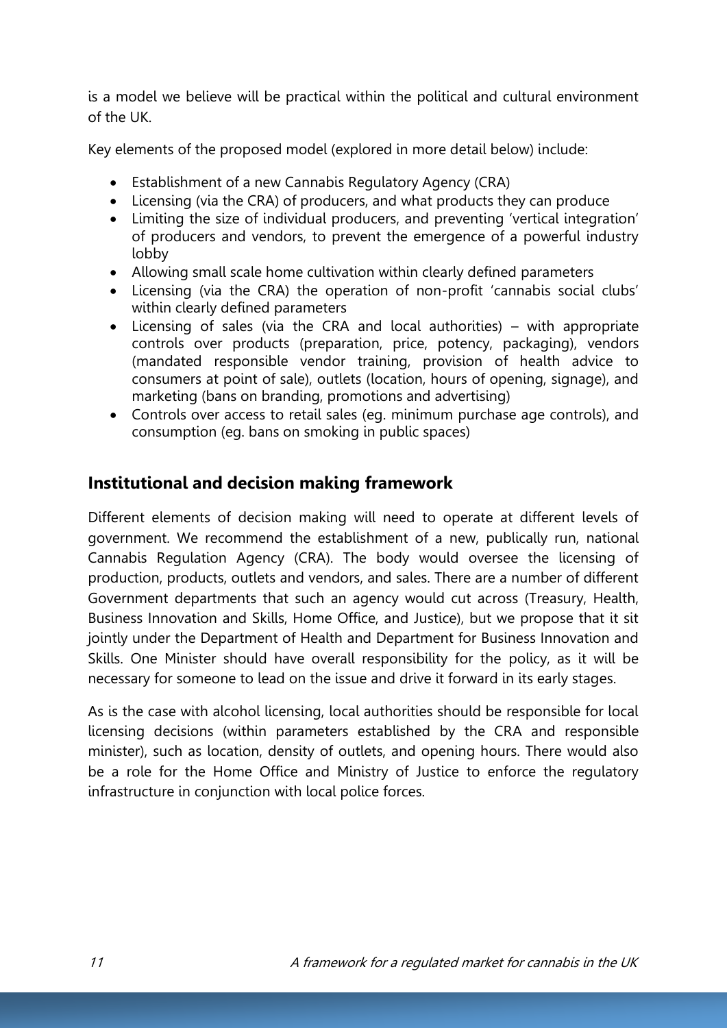is a model we believe will be practical within the political and cultural environment of the UK.

Key elements of the proposed model (explored in more detail below) include:

- Establishment of a new Cannabis Regulatory Agency (CRA)
- Licensing (via the CRA) of producers, and what products they can produce
- Limiting the size of individual producers, and preventing 'vertical integration' of producers and vendors, to prevent the emergence of a powerful industry lobby
- Allowing small scale home cultivation within clearly defined parameters
- Licensing (via the CRA) the operation of non-profit 'cannabis social clubs' within clearly defined parameters
- Licensing of sales (via the CRA and local authorities) – with appropriate controls over products (preparation, price, potency, packaging), vendors (mandated responsible vendor training, provision of health advice to consumers at point of sale), outlets (location, hours of opening, signage), and marketing (bans on branding, promotions and advertising)
- Controls over access to retail sales (eg. minimum purchase age controls), and consumption (eg. bans on smoking in public spaces)

## Institutional and decision making framework

Different elements of decision making will need to operate at different levels of government. We recommend the establishment of a new, publically run, national Cannabis Regulation Agency (CRA). The body would oversee the licensing of production, products, outlets and vendors, and sales. There are a number of different Government departments that such an agency would cut across (Treasury, Health, Business Innovation and Skills, Home Office, and Justice), but we propose that it sit jointly under the Department of Health and Department for Business Innovation and Skills. One Minister should have overall responsibility for the policy, as it will be necessary for someone to lead on the issue and drive it forward in its early stages.

As is the case with alcohol licensing, local authorities should be responsible for local licensing decisions (within parameters established by the CRA and responsible minister), such as location, density of outlets, and opening hours. There would also be a role for the Home Office and Ministry of Justice to enforce the regulatory infrastructure in conjunction with local police forces.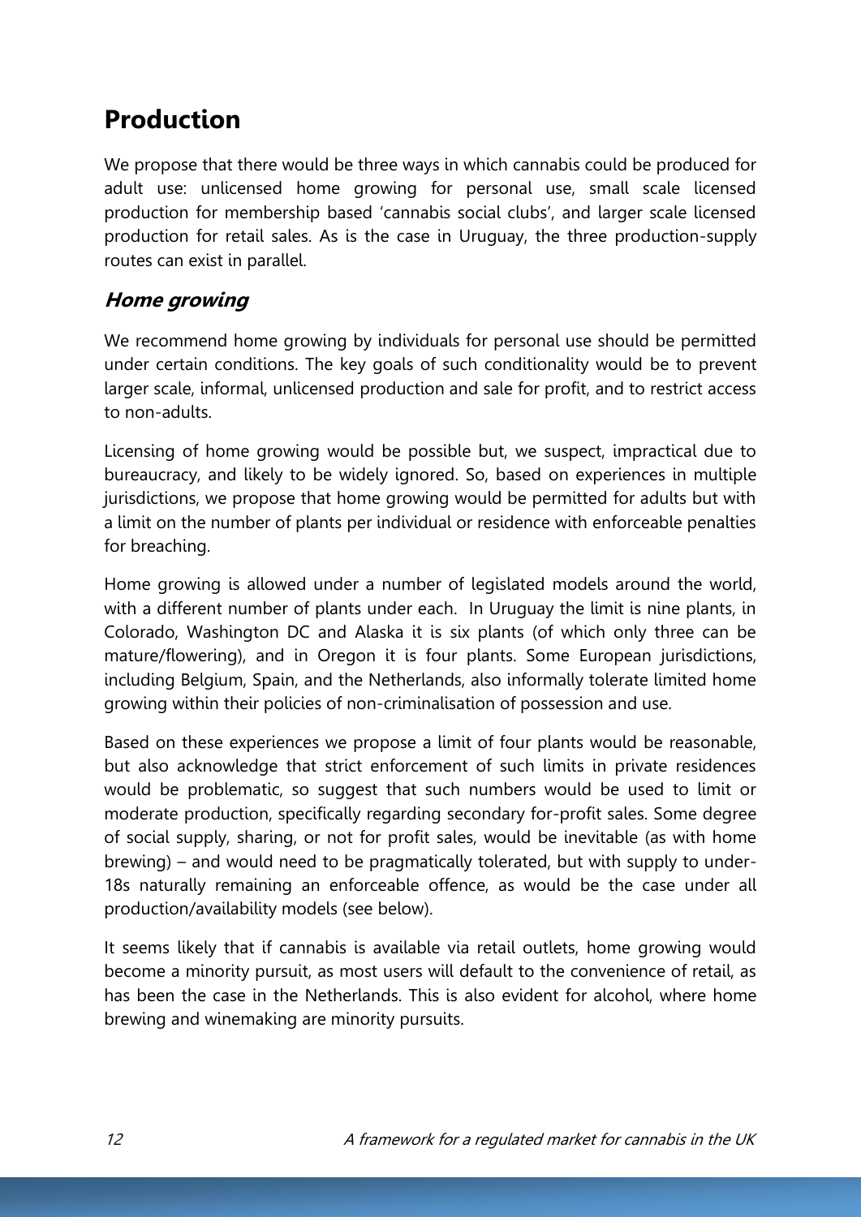## Production

We propose that there would be three ways in which cannabis could be produced for adult use: unlicensed home growing for personal use, small scale licensed production for membership based 'cannabis social clubs', and larger scale licensed production for retail sales. As is the case in Uruguay, the three production-supply routes can exist in parallel.

### *Home growing*

We recommend home growing by individuals for personal use should be permitted under certain conditions. The key goals of such conditionality would be to prevent larger scale, informal, unlicensed production and sale for profit, and to restrict access to non-adults.

Licensing of home growing would be possible but, we suspect, impractical due to bureaucracy, and likely to be widely ignored. So, based on experiences in multiple jurisdictions, we propose that home growing would be permitted for adults but with a limit on the number of plants per individual or residence with enforceable penalties for breaching.

Home growing is allowed under a number of legislated models around the world, with a different number of plants under each. In Uruguay the limit is nine plants, in Colorado, Washington DC and Alaska it is six plants (of which only three can be mature/flowering), and in Oregon it is four plants. Some European jurisdictions, including Belgium, Spain, and the Netherlands, also informally tolerate limited home growing within their policies of non-criminalisation of possession and use.

Based on these experiences we propose a limit of four plants would be reasonable, but also acknowledge that strict enforcement of such limits in private residences would be problematic, so suggest that such numbers would be used to limit or moderate production, specifically regarding secondary for-profit sales. Some degree of social supply, sharing, or not for profit sales, would be inevitable (as with home brewing) – and would need to be pragmatically tolerated, but with supply to under-18s naturally remaining an enforceable offence, as would be the case under all production/availability models (see below).

It seems likely that if cannabis is available via retail outlets, home growing would become a minority pursuit, as most users will default to the convenience of retail, as has been the case in the Netherlands. This is also evident for alcohol, where home brewing and winemaking are minority pursuits.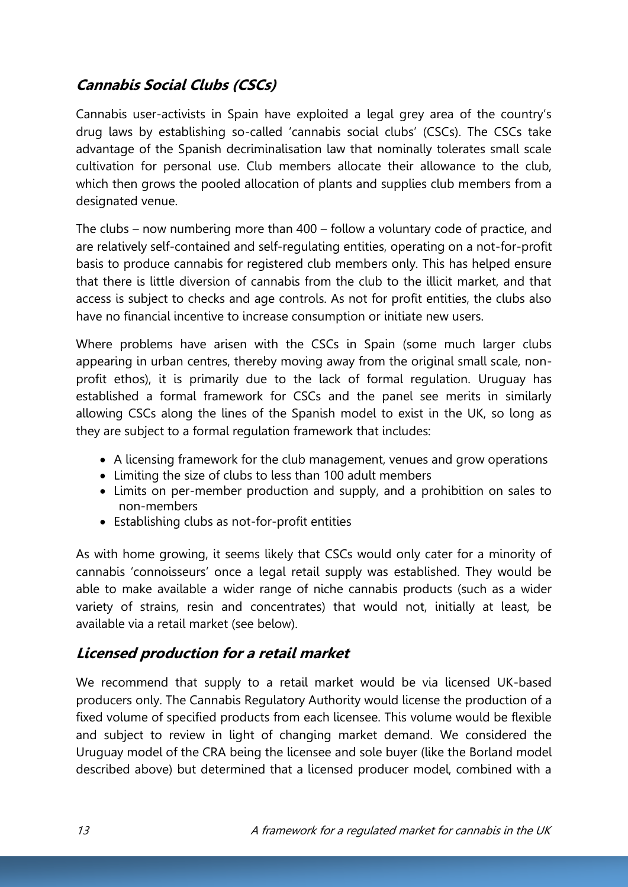## *Cannabis Social Clubs (CSCs)*

Cannabis user-activists in Spain have exploited a legal grey area of the country's drug laws by establishing so-called 'cannabis social clubs' (CSCs). The CSCs take advantage of the Spanish decriminalisation law that nominally tolerates small scale cultivation for personal use. Club members allocate their allowance to the club, which then grows the pooled allocation of plants and supplies club members from a designated venue.

The clubs – now numbering more than 400 – follow a voluntary code of practice, and are relatively self-contained and self-regulating entities, operating on a not-for-profit basis to produce cannabis for registered club members only. This has helped ensure that there is little diversion of cannabis from the club to the illicit market, and that access is subject to checks and age controls. As not for profit entities, the clubs also have no financial incentive to increase consumption or initiate new users.

Where problems have arisen with the CSCs in Spain (some much larger clubs appearing in urban centres, thereby moving away from the original small scale, non-profit ethos), it is primarily due to the lack of formal regulation. Uruguay has established a formal framework for CSCs and the panel see merits in similarly allowing CSCs along the lines of the Spanish model to exist in the UK, so long as they are subject to a formal regulation framework that includes:

- A licensing framework for the club management, venues and grow operations
- Limiting the size of clubs to less than 100 adult members
- Limits on per-member production and supply, and a prohibition on sales to non-members
- Establishing clubs as not-for-profit entities

As with home growing, it seems likely that CSCs would only cater for a minority of cannabis 'connoisseurs' once a legal retail supply was established. They would be able to make available a wider range of niche cannabis products (such as a wider variety of strains, resin and concentrates) that would not, initially at least, be available via a retail market (see below).

## *Licensed production for a retail market*

We recommend that supply to a retail market would be via licensed UK-based producers only. The Cannabis Regulatory Authority would license the production of a fixed volume of specified products from each licensee. This volume would be flexible and subject to review in light of changing market demand. We considered the Uruguay model of the CRA being the licensee and sole buyer (like the Borland model described above) but determined that a licensed producer model, combined with a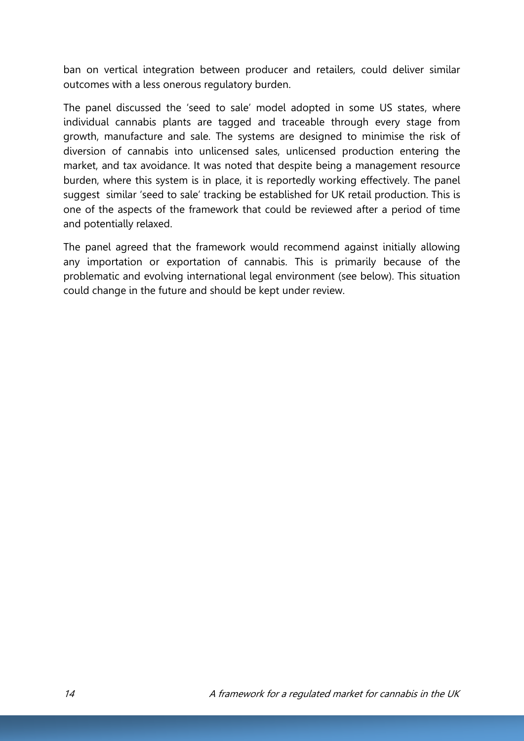ban on vertical integration between producer and retailers, could deliver similar outcomes with a less onerous regulatory burden.

The panel discussed the 'seed to sale' model adopted in some US states, where individual cannabis plants are tagged and traceable through every stage from growth, manufacture and sale. The systems are designed to minimise the risk of diversion of cannabis into unlicensed sales, unlicensed production entering the market, and tax avoidance. It was noted that despite being a management resource burden, where this system is in place, it is reportedly working effectively. The panel suggest similar 'seed to sale' tracking be established for UK retail production. This is one of the aspects of the framework that could be reviewed after a period of time and potentially relaxed.

The panel agreed that the framework would recommend against initially allowing any importation or exportation of cannabis. This is primarily because of the problematic and evolving international legal environment (see below). This situation could change in the future and should be kept under review.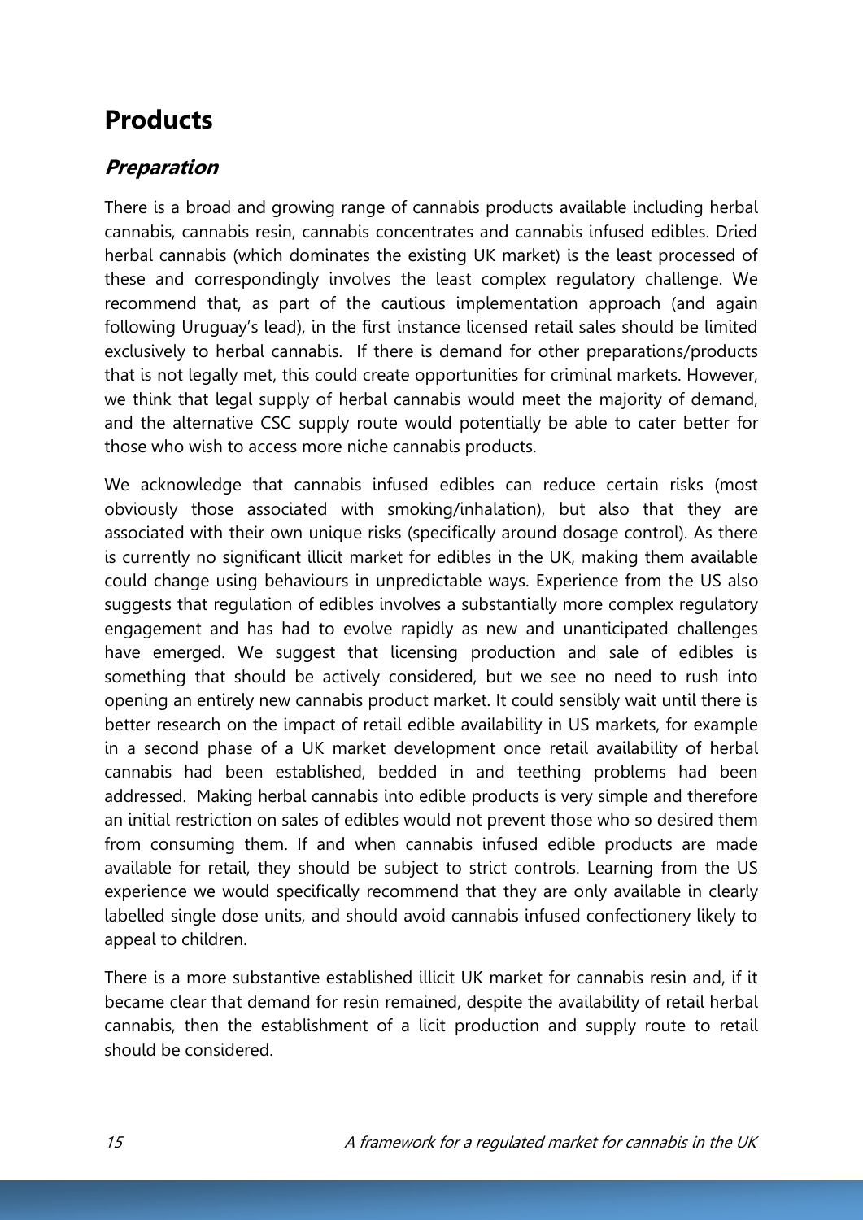# Products

## *Preparation*

There is a broad and growing range of cannabis products available including herbal cannabis, cannabis resin, cannabis concentrates and cannabis infused edibles. Dried herbal cannabis (which dominates the existing UK market) is the least processed of these and correspondingly involves the least complex regulatory challenge. We recommend that, as part of the cautious implementation approach (and again following Uruguay's lead), in the first instance licensed retail sales should be limited exclusively to herbal cannabis. If there is demand for other preparations/products that is not legally met, this could create opportunities for criminal markets. However, we think that legal supply of herbal cannabis would meet the majority of demand, and the alternative CSC supply route would potentially be able to cater better for those who wish to access more niche cannabis products.

We acknowledge that cannabis infused edibles can reduce certain risks (most obviously those associated with smoking/inhalation), but also that they are associated with their own unique risks (specifically around dosage control). As there is currently no significant illicit market for edibles in the UK, making them available could change using behaviours in unpredictable ways. Experience from the US also suggests that regulation of edibles involves a substantially more complex regulatory engagement and has had to evolve rapidly as new and unanticipated challenges have emerged. We suggest that licensing production and sale of edibles is something that should be actively considered, but we see no need to rush into opening an entirely new cannabis product market. It could sensibly wait until there is better research on the impact of retail edible availability in US markets, for example in a second phase of a UK market development once retail availability of herbal cannabis had been established, bedded in and teething problems had been addressed. Making herbal cannabis into edible products is very simple and therefore an initial restriction on sales of edibles would not prevent those who so desired them from consuming them. If and when cannabis infused edible products are made available for retail, they should be subject to strict controls. Learning from the US experience we would specifically recommend that they are only available in clearly labelled single dose units, and should avoid cannabis infused confectionery likely to appeal to children.

There is a more substantive established illicit UK market for cannabis resin and, if it became clear that demand for resin remained, despite the availability of retail herbal cannabis, then the establishment of a licit production and supply route to retail should be considered.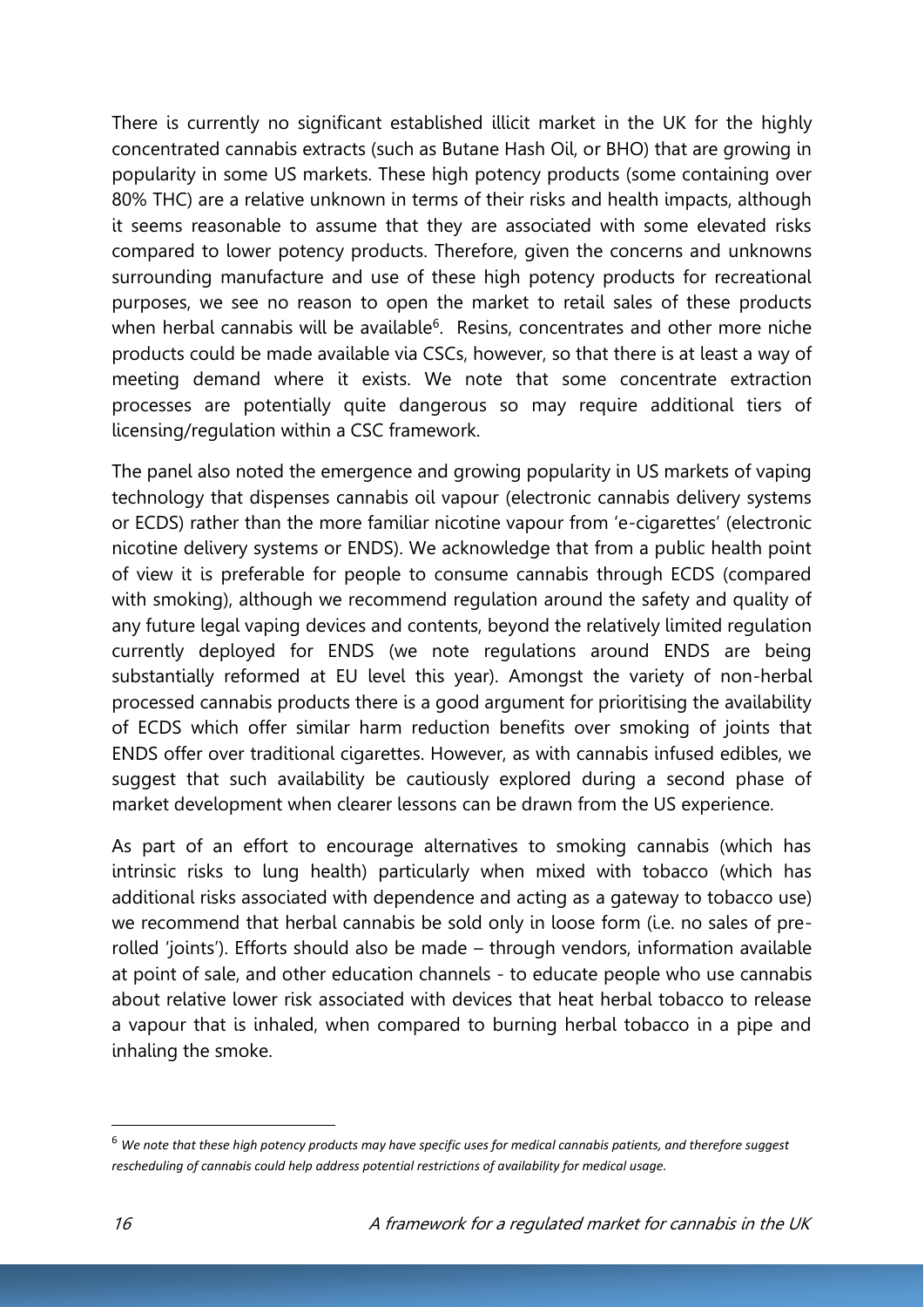There is currently no significant established illicit market in the UK for the highly concentrated cannabis extracts (such as Butane Hash Oil, or BHO) that are growing in popularity in some US markets. These high potency products (some containing over 80% THC) are a relative unknown in terms of their risks and health impacts, although it seems reasonable to assume that they are associated with some elevated risks compared to lower potency products. Therefore, given the concerns and unknowns surrounding manufacture and use of these high potency products for recreational purposes, we see no reason to open the market to retail sales of these products when herbal cannabis will be available[6]. Resins, concentrates and other more niche products could be made available via CSCs, however, so that there is at least a way of meeting demand where it exists. We note that some concentrate extraction processes are potentially quite dangerous so may require additional tiers of licensing/regulation within a CSC framework.

The panel also noted the emergence and growing popularity in US markets of vaping technology that dispenses cannabis oil vapour (electronic cannabis delivery systems or ECDS) rather than the more familiar nicotine vapour from 'e-cigarettes' (electronic nicotine delivery systems or ENDS). We acknowledge that from a public health point of view it is preferable for people to consume cannabis through ECDS (compared with smoking), although we recommend regulation around the safety and quality of any future legal vaping devices and contents, beyond the relatively limited regulation currently deployed for ENDS (we note regulations around ENDS are being substantially reformed at EU level this year). Amongst the variety of non-herbal processed cannabis products there is a good argument for prioritising the availability of ECDS which offer similar harm reduction benefits over smoking of joints that ENDS offer over traditional cigarettes. However, as with cannabis infused edibles, we suggest that such availability be cautiously explored during a second phase of market development when clearer lessons can be drawn from the US experience.

As part of an effort to encourage alternatives to smoking cannabis (which has intrinsic risks to lung health) particularly when mixed with tobacco (which has additional risks associated with dependence and acting as a gateway to tobacco use) we recommend that herbal cannabis be sold only in loose form (i.e. no sales of pre-rolled 'joints'). Efforts should also be made – through vendors, information available at point of sale, and other education channels - to educate people who use cannabis about relative lower risk associated with devices that heat herbal tobacco to release a vapour that is inhaled, when compared to burning herbal tobacco in a pipe and inhaling the smoke.

[6] *We note that these high potency products may have specific uses for medical cannabis patients, and therefore suggest rescheduling of cannabis could help address potential restrictions of availability for medical usage.*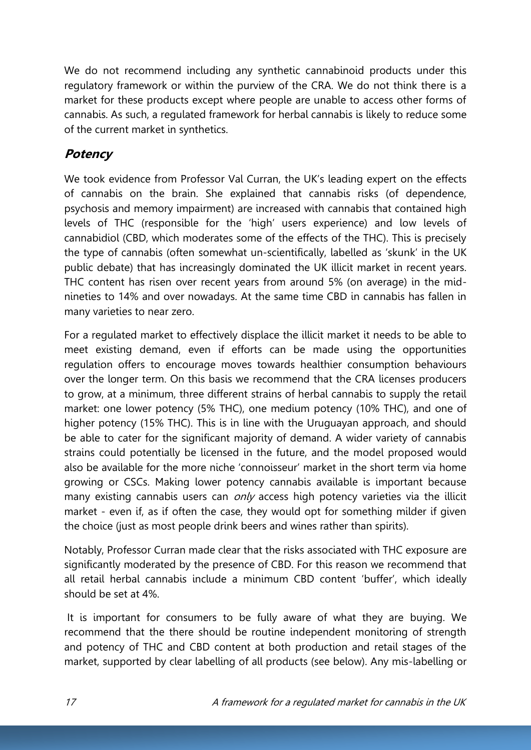We do not recommend including any synthetic cannabinoid products under this regulatory framework or within the purview of the CRA. We do not think there is a market for these products except where people are unable to access other forms of cannabis. As such, a regulated framework for herbal cannabis is likely to reduce some of the current market in synthetics.

## Potency

We took evidence from Professor Val Curran, the UK's leading expert on the effects of cannabis on the brain. She explained that cannabis risks (of dependence, psychosis and memory impairment) are increased with cannabis that contained high levels of THC (responsible for the 'high' users experience) and low levels of cannabidiol (CBD, which moderates some of the effects of the THC). This is precisely the type of cannabis (often somewhat un-scientifically, labelled as 'skunk' in the UK public debate) that has increasingly dominated the UK illicit market in recent years. THC content has risen over recent years from around 5% (on average) in the mid-nineties to 14% and over nowadays. At the same time CBD in cannabis has fallen in many varieties to near zero.

For a regulated market to effectively displace the illicit market it needs to be able to meet existing demand, even if efforts can be made using the opportunities regulation offers to encourage moves towards healthier consumption behaviours over the longer term. On this basis we recommend that the CRA licenses producers to grow, at a minimum, three different strains of herbal cannabis to supply the retail market: one lower potency (5% THC), one medium potency (10% THC), and one of higher potency (15% THC). This is in line with the Uruguayan approach, and should be able to cater for the significant majority of demand. A wider variety of cannabis strains could potentially be licensed in the future, and the model proposed would also be available for the more niche 'connoisseur' market in the short term via home growing or CSCs. Making lower potency cannabis available is important because many existing cannabis users can *only* access high potency varieties via the illicit market - even if, as if often the case, they would opt for something milder if given the choice (just as most people drink beers and wines rather than spirits).

Notably, Professor Curran made clear that the risks associated with THC exposure are significantly moderated by the presence of CBD. For this reason we recommend that all retail herbal cannabis include a minimum CBD content 'buffer', which ideally should be set at 4%.

It is important for consumers to be fully aware of what they are buying. We recommend that the there should be routine independent monitoring of strength and potency of THC and CBD content at both production and retail stages of the market, supported by clear labelling of all products (see below). Any mis-labelling or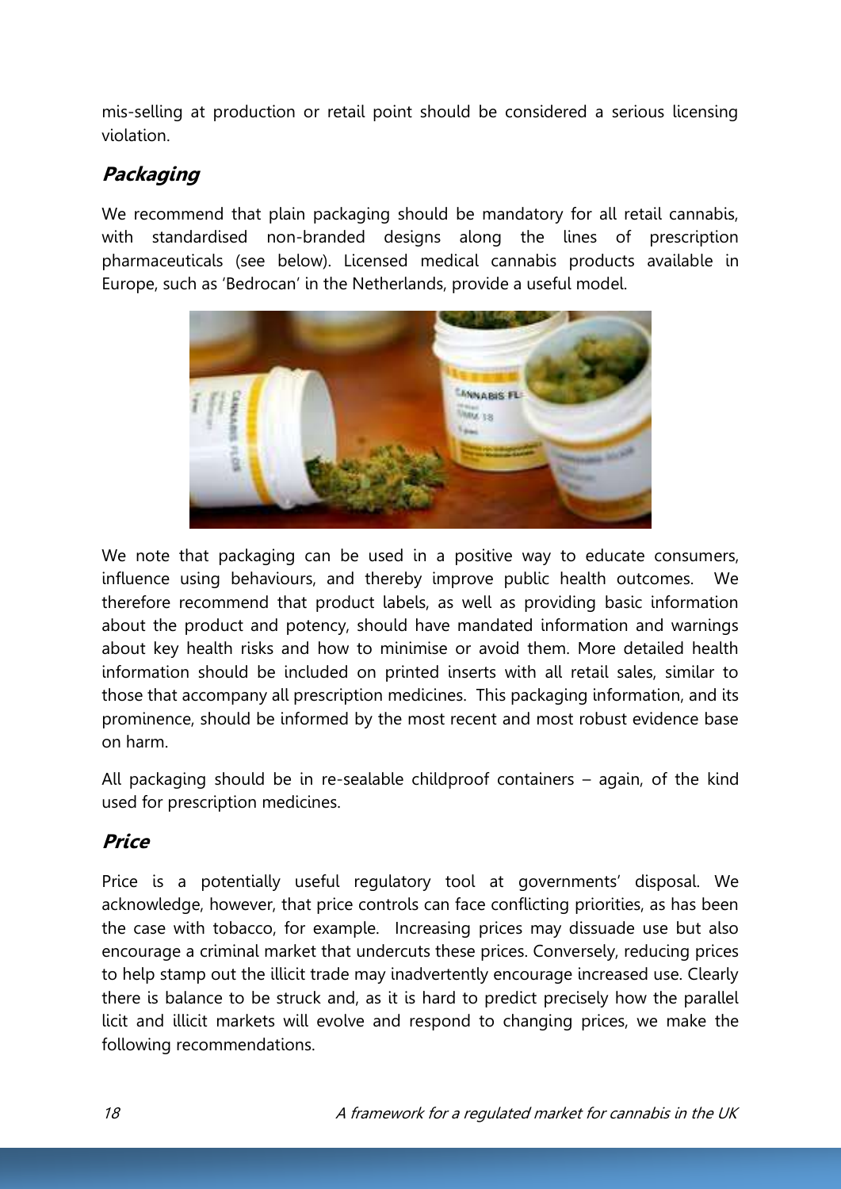mis-selling at production or retail point should be considered a serious licensing violation.

### *Packaging*

We recommend that plain packaging should be mandatory for all retail cannabis, with standardised non-branded designs along the lines of prescription pharmaceuticals (see below). Licensed medical cannabis products available in Europe, such as 'Bedrocan' in the Netherlands, provide a useful model.

We note that packaging can be used in a positive way to educate consumers, influence using behaviours, and thereby improve public health outcomes. We therefore recommend that product labels, as well as providing basic information about the product and potency, should have mandated information and warnings about key health risks and how to minimise or avoid them. More detailed health information should be included on printed inserts with all retail sales, similar to those that accompany all prescription medicines. This packaging information, and its prominence, should be informed by the most recent and most robust evidence base on harm.

All packaging should be in re-sealable childproof containers – again, of the kind used for prescription medicines.

### *Price*

Price is a potentially useful regulatory tool at governments' disposal. We acknowledge, however, that price controls can face conflicting priorities, as has been the case with tobacco, for example. Increasing prices may dissuade use but also encourage a criminal market that undercuts these prices. Conversely, reducing prices to help stamp out the illicit trade may inadvertently encourage increased use. Clearly there is balance to be struck and, as it is hard to predict precisely how the parallel licit and illicit markets will evolve and respond to changing prices, we make the following recommendations.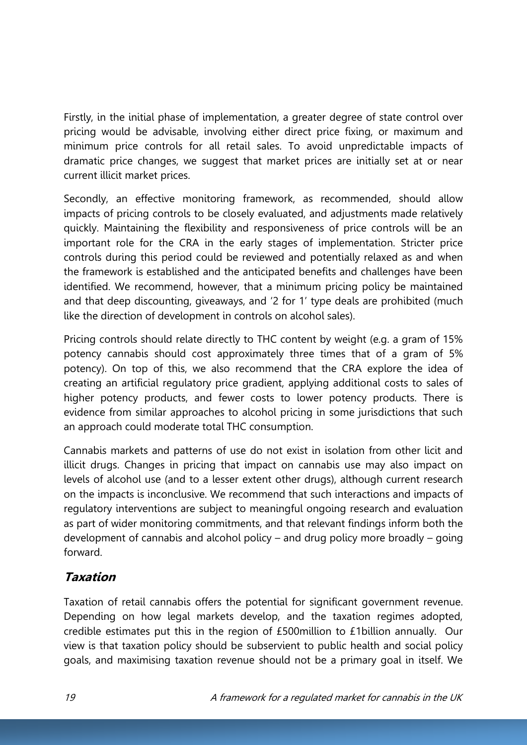Firstly, in the initial phase of implementation, a greater degree of state control over pricing would be advisable, involving either direct price fixing, or maximum and minimum price controls for all retail sales. To avoid unpredictable impacts of dramatic price changes, we suggest that market prices are initially set at or near current illicit market prices.

Secondly, an effective monitoring framework, as recommended, should allow impacts of pricing controls to be closely evaluated, and adjustments made relatively quickly. Maintaining the flexibility and responsiveness of price controls will be an important role for the CRA in the early stages of implementation. Stricter price controls during this period could be reviewed and potentially relaxed as and when the framework is established and the anticipated benefits and challenges have been identified. We recommend, however, that a minimum pricing policy be maintained and that deep discounting, giveaways, and '2 for 1' type deals are prohibited (much like the direction of development in controls on alcohol sales).

Pricing controls should relate directly to THC content by weight (e.g. a gram of 15% potency cannabis should cost approximately three times that of a gram of 5% potency). On top of this, we also recommend that the CRA explore the idea of creating an artificial regulatory price gradient, applying additional costs to sales of higher potency products, and fewer costs to lower potency products. There is evidence from similar approaches to alcohol pricing in some jurisdictions that such an approach could moderate total THC consumption.

Cannabis markets and patterns of use do not exist in isolation from other licit and illicit drugs. Changes in pricing that impact on cannabis use may also impact on levels of alcohol use (and to a lesser extent other drugs), although current research on the impacts is inconclusive. We recommend that such interactions and impacts of regulatory interventions are subject to meaningful ongoing research and evaluation as part of wider monitoring commitments, and that relevant findings inform both the development of cannabis and alcohol policy – and drug policy more broadly – going forward.

## *Taxation*

Taxation of retail cannabis offers the potential for significant government revenue. Depending on how legal markets develop, and the taxation regimes adopted, credible estimates put this in the region of £500million to £1billion annually. Our view is that taxation policy should be subservient to public health and social policy goals, and maximising taxation revenue should not be a primary goal in itself. We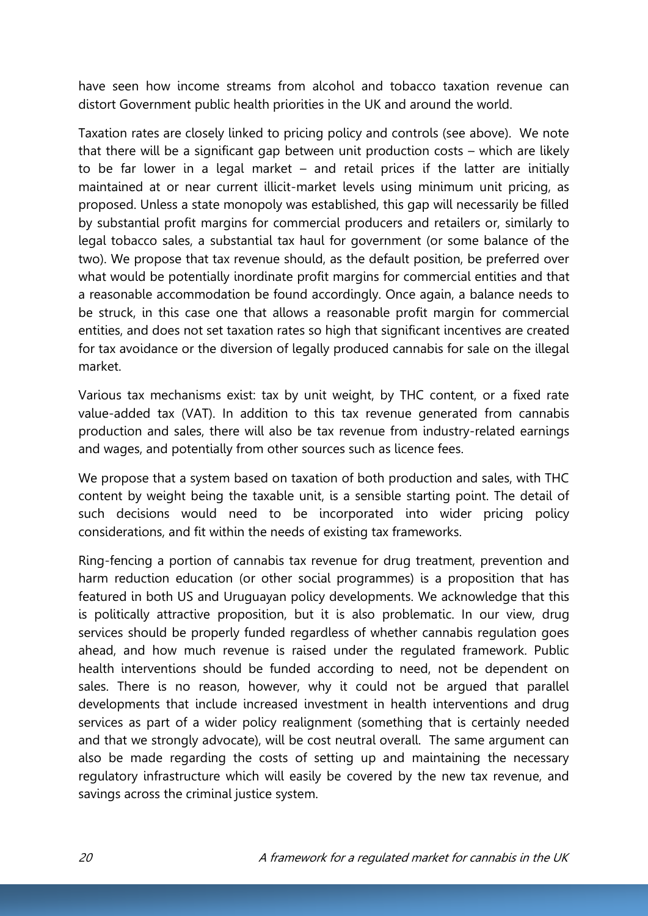have seen how income streams from alcohol and tobacco taxation revenue can distort Government public health priorities in the UK and around the world.

Taxation rates are closely linked to pricing policy and controls (see above). We note that there will be a significant gap between unit production costs – which are likely to be far lower in a legal market – and retail prices if the latter are initially maintained at or near current illicit-market levels using minimum unit pricing, as proposed. Unless a state monopoly was established, this gap will necessarily be filled by substantial profit margins for commercial producers and retailers or, similarly to legal tobacco sales, a substantial tax haul for government (or some balance of the two). We propose that tax revenue should, as the default position, be preferred over what would be potentially inordinate profit margins for commercial entities and that a reasonable accommodation be found accordingly. Once again, a balance needs to be struck, in this case one that allows a reasonable profit margin for commercial entities, and does not set taxation rates so high that significant incentives are created for tax avoidance or the diversion of legally produced cannabis for sale on the illegal market.

Various tax mechanisms exist: tax by unit weight, by THC content, or a fixed rate value-added tax (VAT). In addition to this tax revenue generated from cannabis production and sales, there will also be tax revenue from industry-related earnings and wages, and potentially from other sources such as licence fees.

We propose that a system based on taxation of both production and sales, with THC content by weight being the taxable unit, is a sensible starting point. The detail of such decisions would need to be incorporated into wider pricing policy considerations, and fit within the needs of existing tax frameworks.

Ring-fencing a portion of cannabis tax revenue for drug treatment, prevention and harm reduction education (or other social programmes) is a proposition that has featured in both US and Uruguayan policy developments. We acknowledge that this is politically attractive proposition, but it is also problematic. In our view, drug services should be properly funded regardless of whether cannabis regulation goes ahead, and how much revenue is raised under the regulated framework. Public health interventions should be funded according to need, not be dependent on sales. There is no reason, however, why it could not be argued that parallel developments that include increased investment in health interventions and drug services as part of a wider policy realignment (something that is certainly needed and that we strongly advocate), will be cost neutral overall. The same argument can also be made regarding the costs of setting up and maintaining the necessary regulatory infrastructure which will easily be covered by the new tax revenue, and savings across the criminal justice system.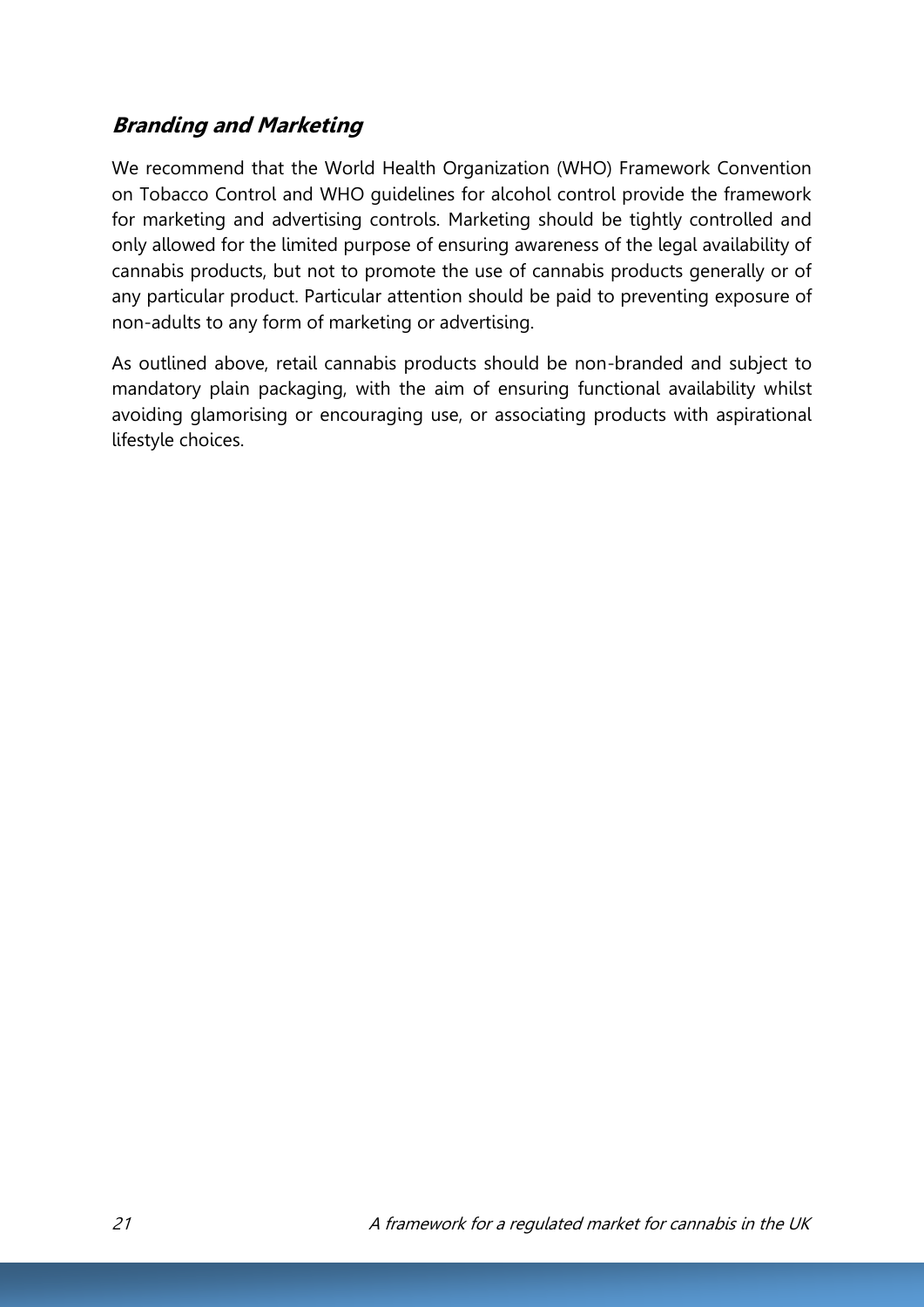## *Branding and Marketing*

We recommend that the World Health Organization (WHO) Framework Convention on Tobacco Control and WHO guidelines for alcohol control provide the framework for marketing and advertising controls. Marketing should be tightly controlled and only allowed for the limited purpose of ensuring awareness of the legal availability of cannabis products, but not to promote the use of cannabis products generally or of any particular product. Particular attention should be paid to preventing exposure of non-adults to any form of marketing or advertising.

As outlined above, retail cannabis products should be non-branded and subject to mandatory plain packaging, with the aim of ensuring functional availability whilst avoiding glamorising or encouraging use, or associating products with aspirational lifestyle choices.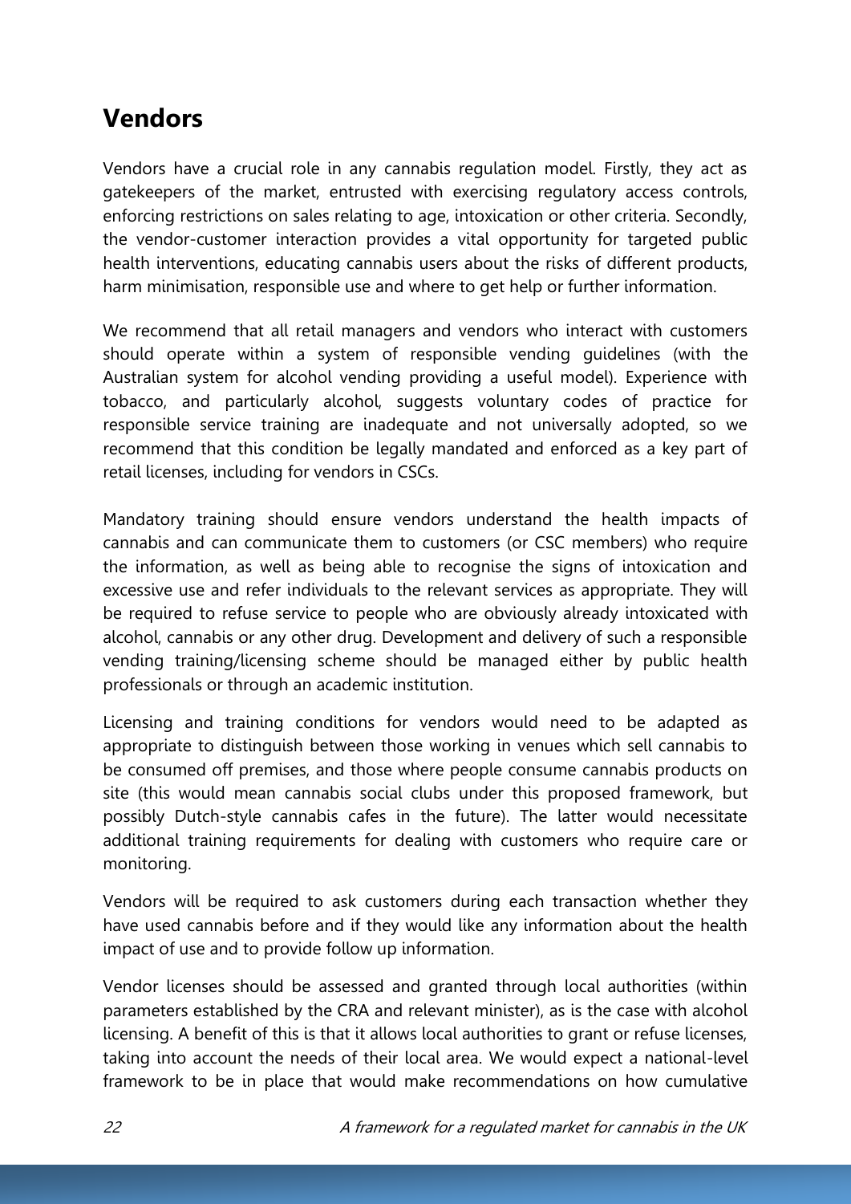## Vendors

Vendors have a crucial role in any cannabis regulation model. Firstly, they act as gatekeepers of the market, entrusted with exercising regulatory access controls, enforcing restrictions on sales relating to age, intoxication or other criteria. Secondly, the vendor-customer interaction provides a vital opportunity for targeted public health interventions, educating cannabis users about the risks of different products, harm minimisation, responsible use and where to get help or further information.

We recommend that all retail managers and vendors who interact with customers should operate within a system of responsible vending guidelines (with the Australian system for alcohol vending providing a useful model). Experience with tobacco, and particularly alcohol, suggests voluntary codes of practice for responsible service training are inadequate and not universally adopted, so we recommend that this condition be legally mandated and enforced as a key part of retail licenses, including for vendors in CSCs.

Mandatory training should ensure vendors understand the health impacts of cannabis and can communicate them to customers (or CSC members) who require the information, as well as being able to recognise the signs of intoxication and excessive use and refer individuals to the relevant services as appropriate. They will be required to refuse service to people who are obviously already intoxicated with alcohol, cannabis or any other drug. Development and delivery of such a responsible vending training/licensing scheme should be managed either by public health professionals or through an academic institution.

Licensing and training conditions for vendors would need to be adapted as appropriate to distinguish between those working in venues which sell cannabis to be consumed off premises, and those where people consume cannabis products on site (this would mean cannabis social clubs under this proposed framework, but possibly Dutch-style cannabis cafes in the future). The latter would necessitate additional training requirements for dealing with customers who require care or monitoring.

Vendors will be required to ask customers during each transaction whether they have used cannabis before and if they would like any information about the health impact of use and to provide follow up information.

Vendor licenses should be assessed and granted through local authorities (within parameters established by the CRA and relevant minister), as is the case with alcohol licensing. A benefit of this is that it allows local authorities to grant or refuse licenses, taking into account the needs of their local area. We would expect a national-level framework to be in place that would make recommendations on how cumulative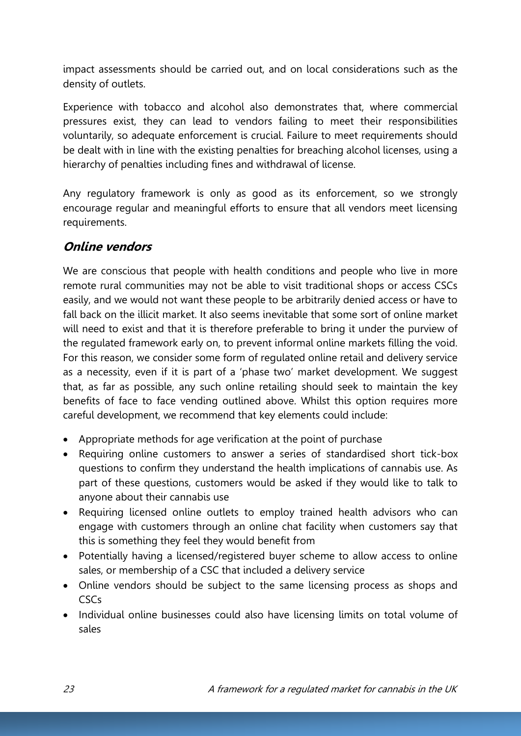impact assessments should be carried out, and on local considerations such as the density of outlets.

Experience with tobacco and alcohol also demonstrates that, where commercial pressures exist, they can lead to vendors failing to meet their responsibilities voluntarily, so adequate enforcement is crucial. Failure to meet requirements should be dealt with in line with the existing penalties for breaching alcohol licenses, using a hierarchy of penalties including fines and withdrawal of license.

Any regulatory framework is only as good as its enforcement, so we strongly encourage regular and meaningful efforts to ensure that all vendors meet licensing requirements.

## *Online vendors*

We are conscious that people with health conditions and people who live in more remote rural communities may not be able to visit traditional shops or access CSCs easily, and we would not want these people to be arbitrarily denied access or have to fall back on the illicit market. It also seems inevitable that some sort of online market will need to exist and that it is therefore preferable to bring it under the purview of the regulated framework early on, to prevent informal online markets filling the void. For this reason, we consider some form of regulated online retail and delivery service as a necessity, even if it is part of a 'phase two' market development. We suggest that, as far as possible, any such online retailing should seek to maintain the key benefits of face to face vending outlined above. Whilst this option requires more careful development, we recommend that key elements could include:

- Appropriate methods for age verification at the point of purchase
- Requiring online customers to answer a series of standardised short tick-box questions to confirm they understand the health implications of cannabis use. As part of these questions, customers would be asked if they would like to talk to anyone about their cannabis use
- Requiring licensed online outlets to employ trained health advisors who can engage with customers through an online chat facility when customers say that this is something they feel they would benefit from
- Potentially having a licensed/registered buyer scheme to allow access to online sales, or membership of a CSC that included a delivery service
- Online vendors should be subject to the same licensing process as shops and CSCs
- Individual online businesses could also have licensing limits on total volume of sales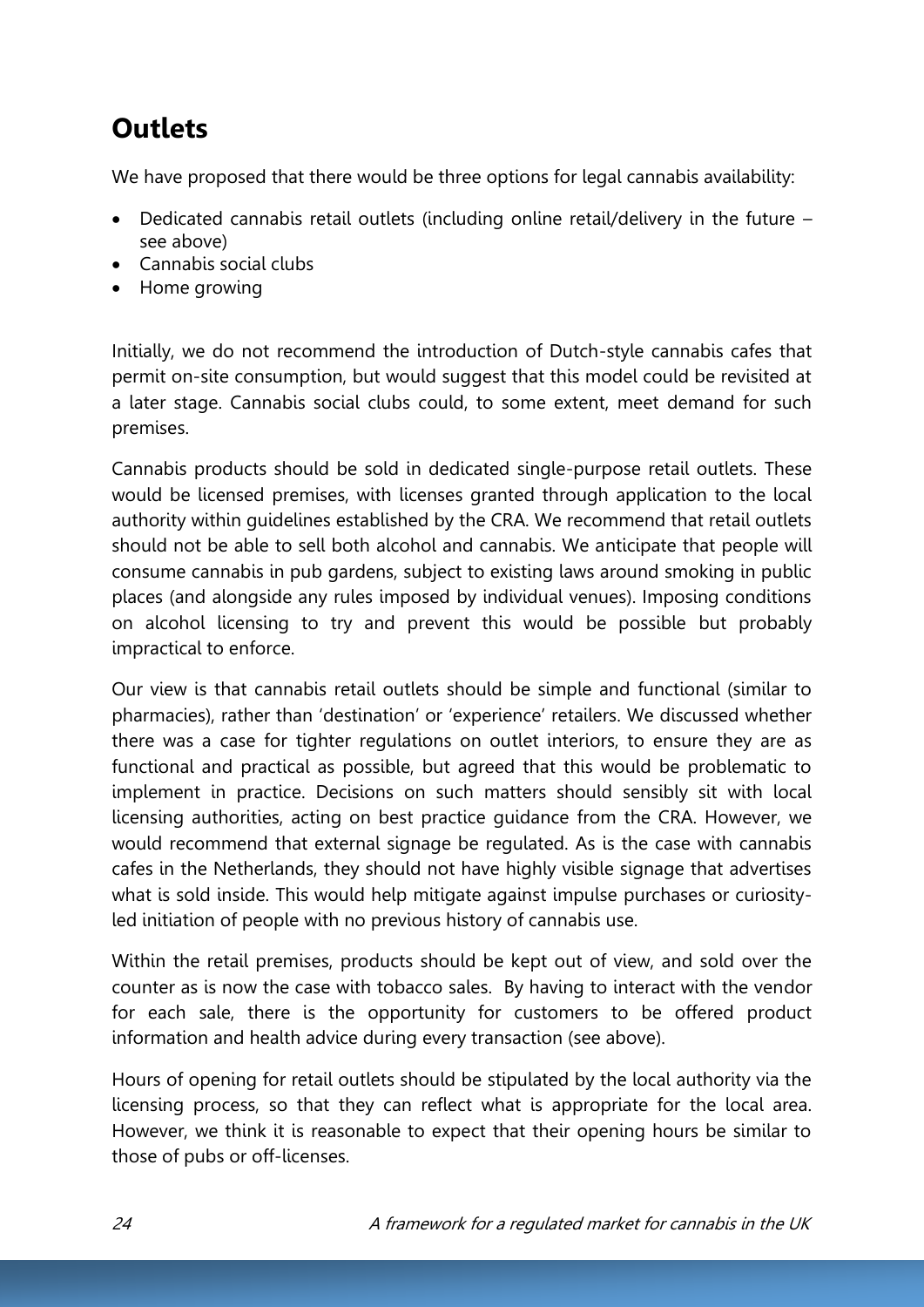## Outlets

We have proposed that there would be three options for legal cannabis availability:

- Dedicated cannabis retail outlets (including online retail/delivery in the future – see above)
- Cannabis social clubs
- Home growing

Initially, we do not recommend the introduction of Dutch-style cannabis cafes that permit on-site consumption, but would suggest that this model could be revisited at a later stage. Cannabis social clubs could, to some extent, meet demand for such premises.

Cannabis products should be sold in dedicated single-purpose retail outlets. These would be licensed premises, with licenses granted through application to the local authority within guidelines established by the CRA. We recommend that retail outlets should not be able to sell both alcohol and cannabis. We anticipate that people will consume cannabis in pub gardens, subject to existing laws around smoking in public places (and alongside any rules imposed by individual venues). Imposing conditions on alcohol licensing to try and prevent this would be possible but probably impractical to enforce.

Our view is that cannabis retail outlets should be simple and functional (similar to pharmacies), rather than 'destination' or 'experience' retailers. We discussed whether there was a case for tighter regulations on outlet interiors, to ensure they are as functional and practical as possible, but agreed that this would be problematic to implement in practice. Decisions on such matters should sensibly sit with local licensing authorities, acting on best practice guidance from the CRA. However, we would recommend that external signage be regulated. As is the case with cannabis cafes in the Netherlands, they should not have highly visible signage that advertises what is sold inside. This would help mitigate against impulse purchases or curiosity-led initiation of people with no previous history of cannabis use.

Within the retail premises, products should be kept out of view, and sold over the counter as is now the case with tobacco sales. By having to interact with the vendor for each sale, there is the opportunity for customers to be offered product information and health advice during every transaction (see above).

Hours of opening for retail outlets should be stipulated by the local authority via the licensing process, so that they can reflect what is appropriate for the local area. However, we think it is reasonable to expect that their opening hours be similar to those of pubs or off-licenses.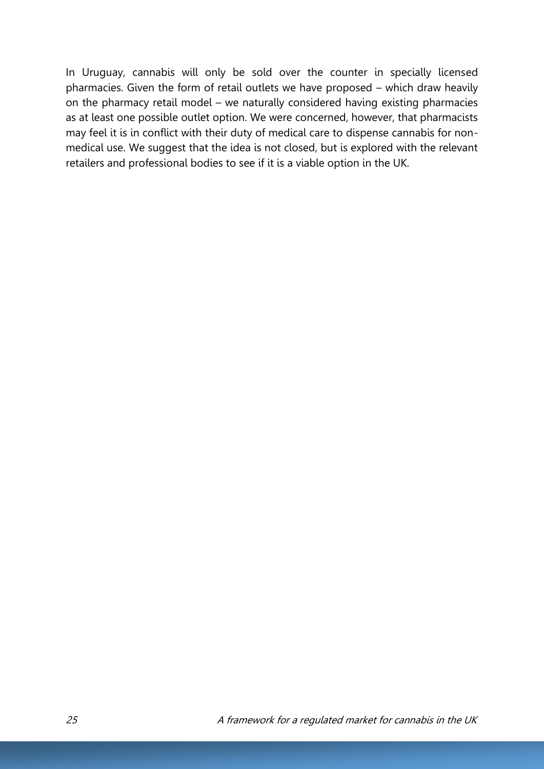In Uruguay, cannabis will only be sold over the counter in specially licensed pharmacies. Given the form of retail outlets we have proposed – which draw heavily on the pharmacy retail model – we naturally considered having existing pharmacies as at least one possible outlet option. We were concerned, however, that pharmacists may feel it is in conflict with their duty of medical care to dispense cannabis for non-medical use. We suggest that the idea is not closed, but is explored with the relevant retailers and professional bodies to see if it is a viable option in the UK.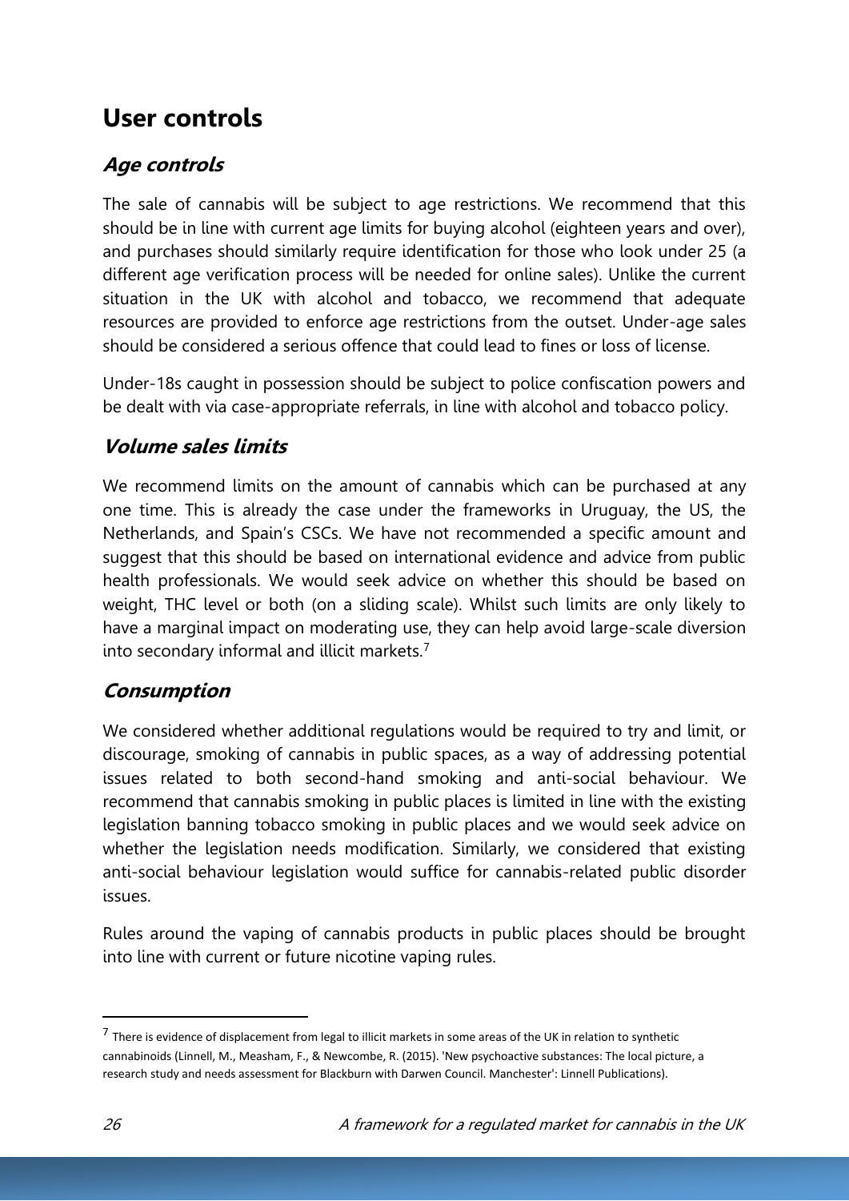# User controls

## *Age controls*

The sale of cannabis will be subject to age restrictions. We recommend that this should be in line with current age limits for buying alcohol (eighteen years and over), and purchases should similarly require identification for those who look under 25 (a different age verification process will be needed for online sales). Unlike the current situation in the UK with alcohol and tobacco, we recommend that adequate resources are provided to enforce age restrictions from the outset. Under-age sales should be considered a serious offence that could lead to fines or loss of license.

Under-18s caught in possession should be subject to police confiscation powers and be dealt with via case-appropriate referrals, in line with alcohol and tobacco policy.

## *Volume sales limits*

We recommend limits on the amount of cannabis which can be purchased at any one time. This is already the case under the frameworks in Uruguay, the US, the Netherlands, and Spain's CSCs. We have not recommended a specific amount and suggest that this should be based on international evidence and advice from public health professionals. We would seek advice on whether this should be based on weight, THC level or both (on a sliding scale). Whilst such limits are only likely to have a marginal impact on moderating use, they can help avoid large-scale diversion into secondary informal and illicit markets.[7]

## *Consumption*

We considered whether additional regulations would be required to try and limit, or discourage, smoking of cannabis in public spaces, as a way of addressing potential issues related to both second-hand smoking and anti-social behaviour. We recommend that cannabis smoking in public places is limited in line with the existing legislation banning tobacco smoking in public places and we would seek advice on whether the legislation needs modification. Similarly, we considered that existing anti-social behaviour legislation would suffice for cannabis-related public disorder issues.

Rules around the vaping of cannabis products in public places should be brought into line with current or future nicotine vaping rules.

---

[7] There is evidence of displacement from legal to illicit markets in some areas of the UK in relation to synthetic cannabinoids (Linnell, M., Measham, F., & Newcombe, R. (2015). 'New psychoactive substances: The local picture, a research study and needs assessment for Blackburn with Darwen Council. Manchester': Linnell Publications).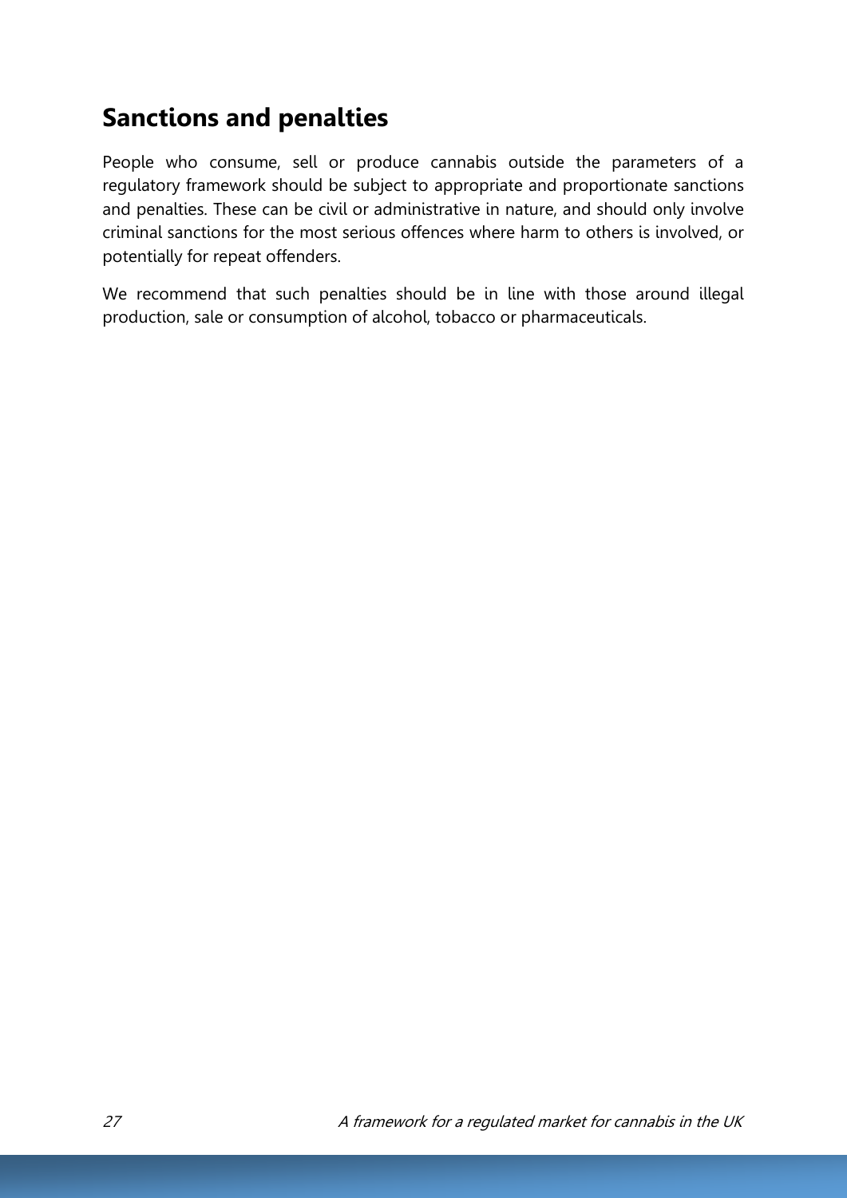## Sanctions and penalties

People who consume, sell or produce cannabis outside the parameters of a regulatory framework should be subject to appropriate and proportionate sanctions and penalties. These can be civil or administrative in nature, and should only involve criminal sanctions for the most serious offences where harm to others is involved, or potentially for repeat offenders.

We recommend that such penalties should be in line with those around illegal production, sale or consumption of alcohol, tobacco or pharmaceuticals.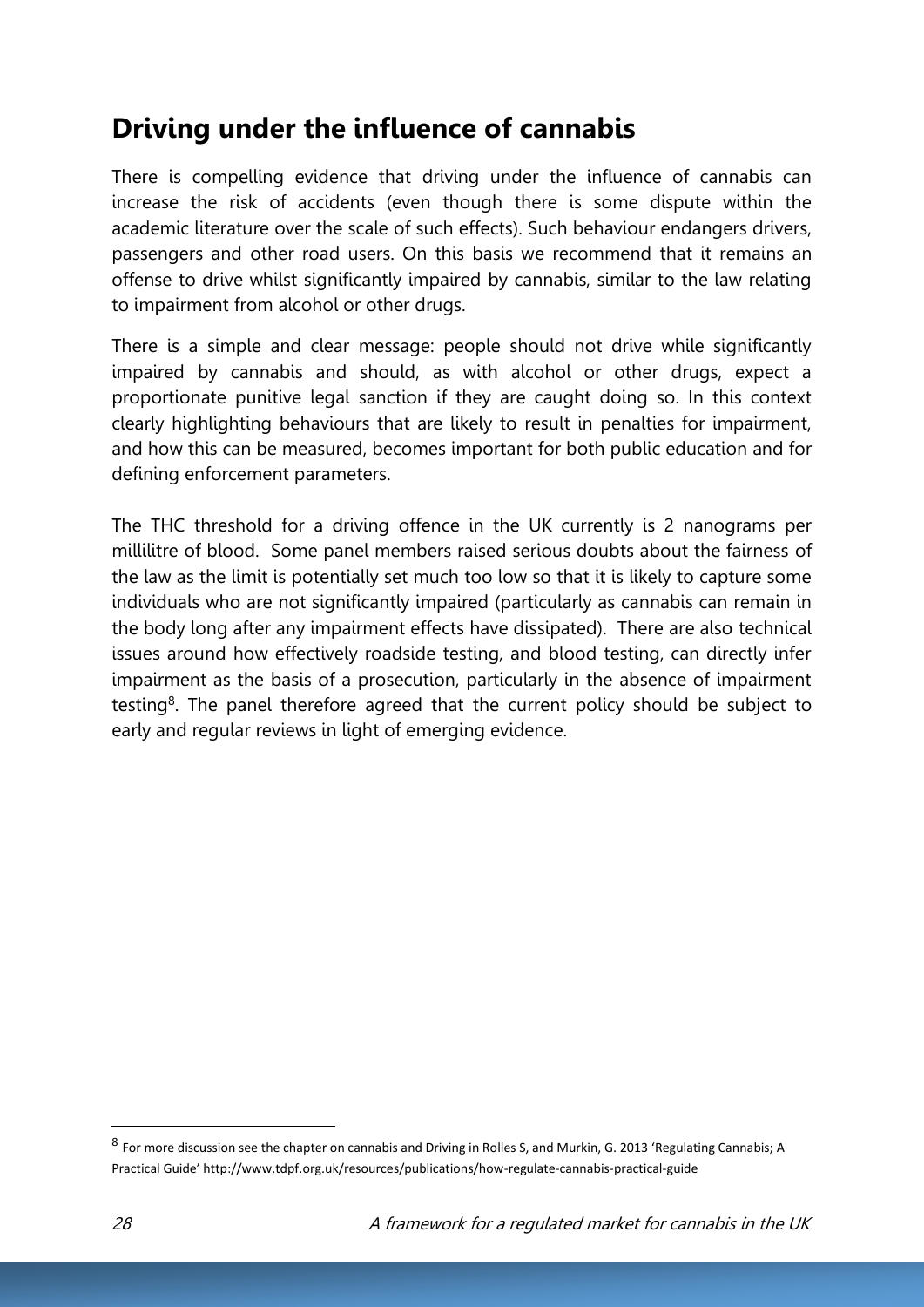## Driving under the influence of cannabis

There is compelling evidence that driving under the influence of cannabis can increase the risk of accidents (even though there is some dispute within the academic literature over the scale of such effects). Such behaviour endangers drivers, passengers and other road users. On this basis we recommend that it remains an offense to drive whilst significantly impaired by cannabis, similar to the law relating to impairment from alcohol or other drugs.

There is a simple and clear message: people should not drive while significantly impaired by cannabis and should, as with alcohol or other drugs, expect a proportionate punitive legal sanction if they are caught doing so. In this context clearly highlighting behaviours that are likely to result in penalties for impairment, and how this can be measured, becomes important for both public education and for defining enforcement parameters.

The THC threshold for a driving offence in the UK currently is 2 nanograms per millilitre of blood. Some panel members raised serious doubts about the fairness of the law as the limit is potentially set much too low so that it is likely to capture some individuals who are not significantly impaired (particularly as cannabis can remain in the body long after any impairment effects have dissipated). There are also technical issues around how effectively roadside testing, and blood testing, can directly infer impairment as the basis of a prosecution, particularly in the absence of impairment testing[8]. The panel therefore agreed that the current policy should be subject to early and regular reviews in light of emerging evidence.

---

[8] For more discussion see the chapter on cannabis and Driving in Rolles S, and Murkin, G. 2013 'Regulating Cannabis; A Practical Guide' http://www.tdpf.org.uk/resources/publications/how-regulate-cannabis-practical-guide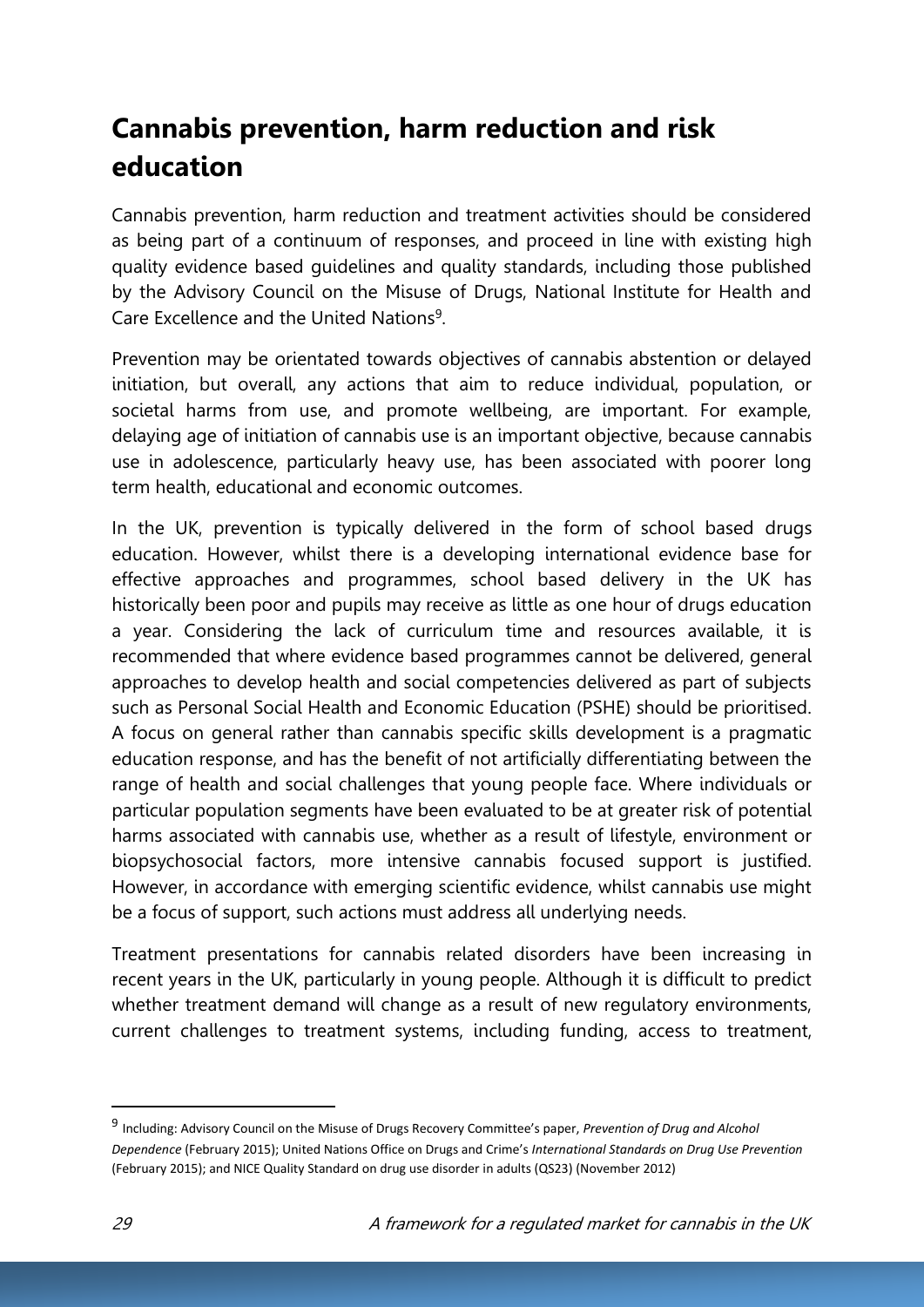# Cannabis prevention, harm reduction and risk education

Cannabis prevention, harm reduction and treatment activities should be considered as being part of a continuum of responses, and proceed in line with existing high quality evidence based guidelines and quality standards, including those published by the Advisory Council on the Misuse of Drugs, National Institute for Health and Care Excellence and the United Nations[9].

Prevention may be orientated towards objectives of cannabis abstention or delayed initiation, but overall, any actions that aim to reduce individual, population, or societal harms from use, and promote wellbeing, are important. For example, delaying age of initiation of cannabis use is an important objective, because cannabis use in adolescence, particularly heavy use, has been associated with poorer long term health, educational and economic outcomes.

In the UK, prevention is typically delivered in the form of school based drugs education. However, whilst there is a developing international evidence base for effective approaches and programmes, school based delivery in the UK has historically been poor and pupils may receive as little as one hour of drugs education a year. Considering the lack of curriculum time and resources available, it is recommended that where evidence based programmes cannot be delivered, general approaches to develop health and social competencies delivered as part of subjects such as Personal Social Health and Economic Education (PSHE) should be prioritised. A focus on general rather than cannabis specific skills development is a pragmatic education response, and has the benefit of not artificially differentiating between the range of health and social challenges that young people face. Where individuals or particular population segments have been evaluated to be at greater risk of potential harms associated with cannabis use, whether as a result of lifestyle, environment or biopsychosocial factors, more intensive cannabis focused support is justified. However, in accordance with emerging scientific evidence, whilst cannabis use might be a focus of support, such actions must address all underlying needs.

Treatment presentations for cannabis related disorders have been increasing in recent years in the UK, particularly in young people. Although it is difficult to predict whether treatment demand will change as a result of new regulatory environments, current challenges to treatment systems, including funding, access to treatment,

---

[9] Including: Advisory Council on the Misuse of Drugs Recovery Committee's paper, *Prevention of Drug and Alcohol Dependence* (February 2015); United Nations Office on Drugs and Crime's *International Standards on Drug Use Prevention* (February 2015); and NICE Quality Standard on drug use disorder in adults (QS23) (November 2012)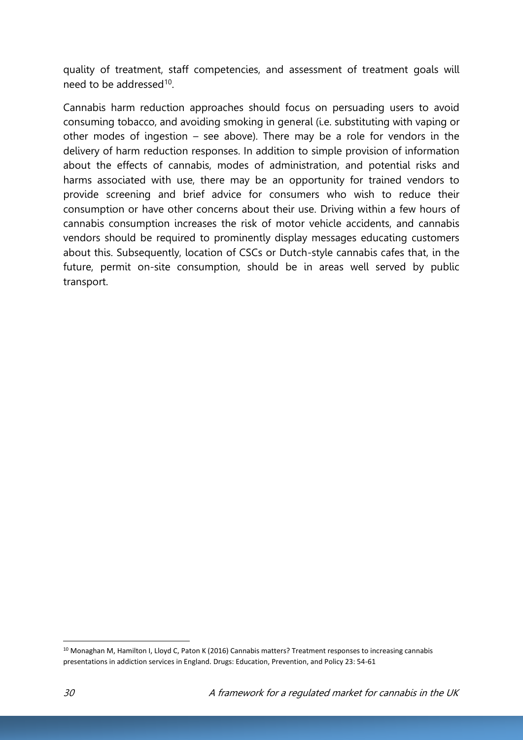quality of treatment, staff competencies, and assessment of treatment goals will need to be addressed[10].

Cannabis harm reduction approaches should focus on persuading users to avoid consuming tobacco, and avoiding smoking in general (i.e. substituting with vaping or other modes of ingestion – see above). There may be a role for vendors in the delivery of harm reduction responses. In addition to simple provision of information about the effects of cannabis, modes of administration, and potential risks and harms associated with use, there may be an opportunity for trained vendors to provide screening and brief advice for consumers who wish to reduce their consumption or have other concerns about their use. Driving within a few hours of cannabis consumption increases the risk of motor vehicle accidents, and cannabis vendors should be required to prominently display messages educating customers about this. Subsequently, location of CSCs or Dutch-style cannabis cafes that, in the future, permit on-site consumption, should be in areas well served by public transport.

[10] Monaghan M, Hamilton I, Lloyd C, Paton K (2016) Cannabis matters? Treatment responses to increasing cannabis presentations in addiction services in England. Drugs: Education, Prevention, and Policy 23: 54-61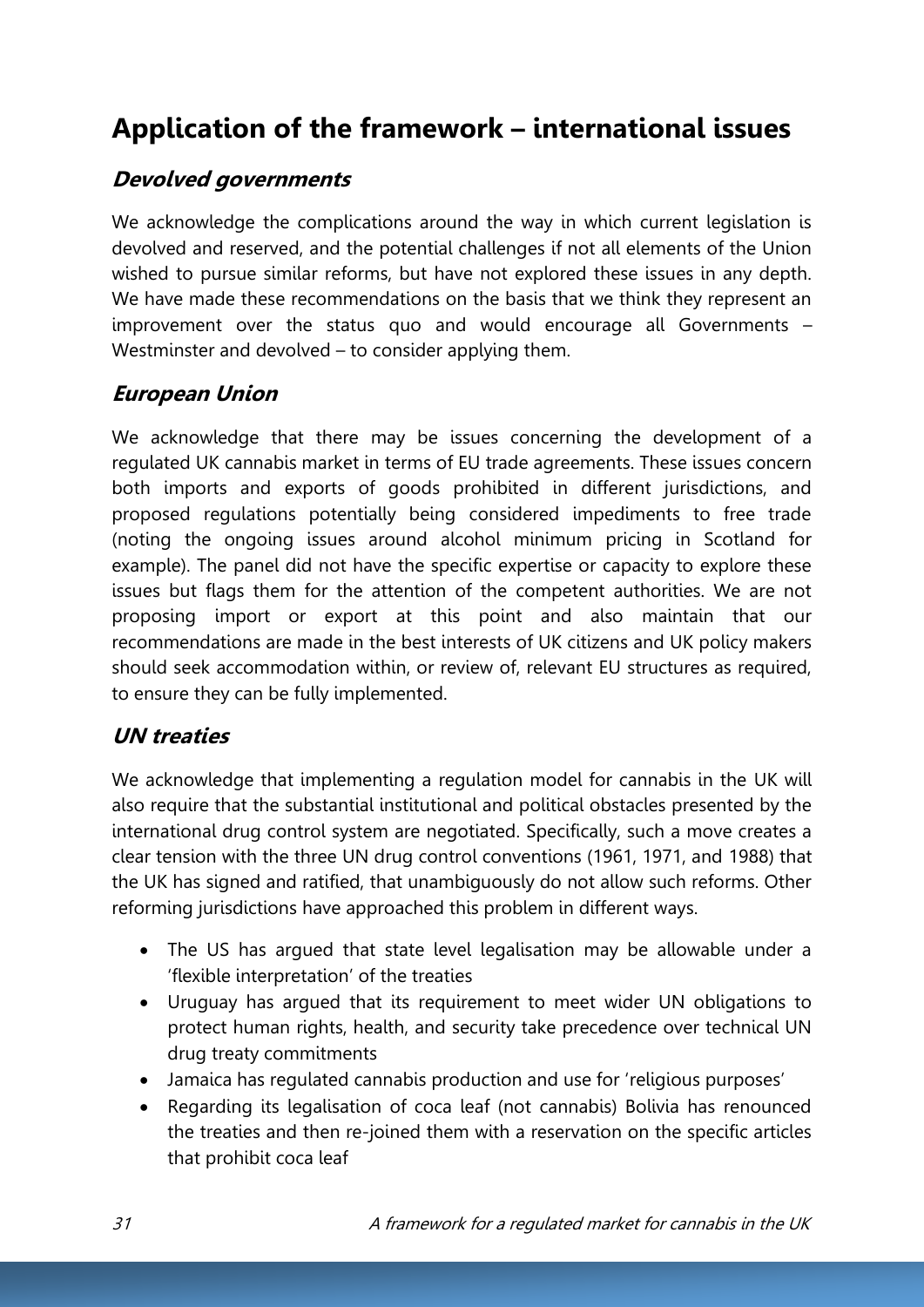# Application of the framework – international issues

## *Devolved governments*

We acknowledge the complications around the way in which current legislation is devolved and reserved, and the potential challenges if not all elements of the Union wished to pursue similar reforms, but have not explored these issues in any depth. We have made these recommendations on the basis that we think they represent an improvement over the status quo and would encourage all Governments – Westminster and devolved – to consider applying them.

## *European Union*

We acknowledge that there may be issues concerning the development of a regulated UK cannabis market in terms of EU trade agreements. These issues concern both imports and exports of goods prohibited in different jurisdictions, and proposed regulations potentially being considered impediments to free trade (noting the ongoing issues around alcohol minimum pricing in Scotland for example). The panel did not have the specific expertise or capacity to explore these issues but flags them for the attention of the competent authorities. We are not proposing import or export at this point and also maintain that our recommendations are made in the best interests of UK citizens and UK policy makers should seek accommodation within, or review of, relevant EU structures as required, to ensure they can be fully implemented.

## *UN treaties*

We acknowledge that implementing a regulation model for cannabis in the UK will also require that the substantial institutional and political obstacles presented by the international drug control system are negotiated. Specifically, such a move creates a clear tension with the three UN drug control conventions (1961, 1971, and 1988) that the UK has signed and ratified, that unambiguously do not allow such reforms. Other reforming jurisdictions have approached this problem in different ways.

- The US has argued that state level legalisation may be allowable under a 'flexible interpretation' of the treaties
- Uruguay has argued that its requirement to meet wider UN obligations to protect human rights, health, and security take precedence over technical UN drug treaty commitments
- Jamaica has regulated cannabis production and use for 'religious purposes'
- Regarding its legalisation of coca leaf (not cannabis) Bolivia has renounced the treaties and then re-joined them with a reservation on the specific articles that prohibit coca leaf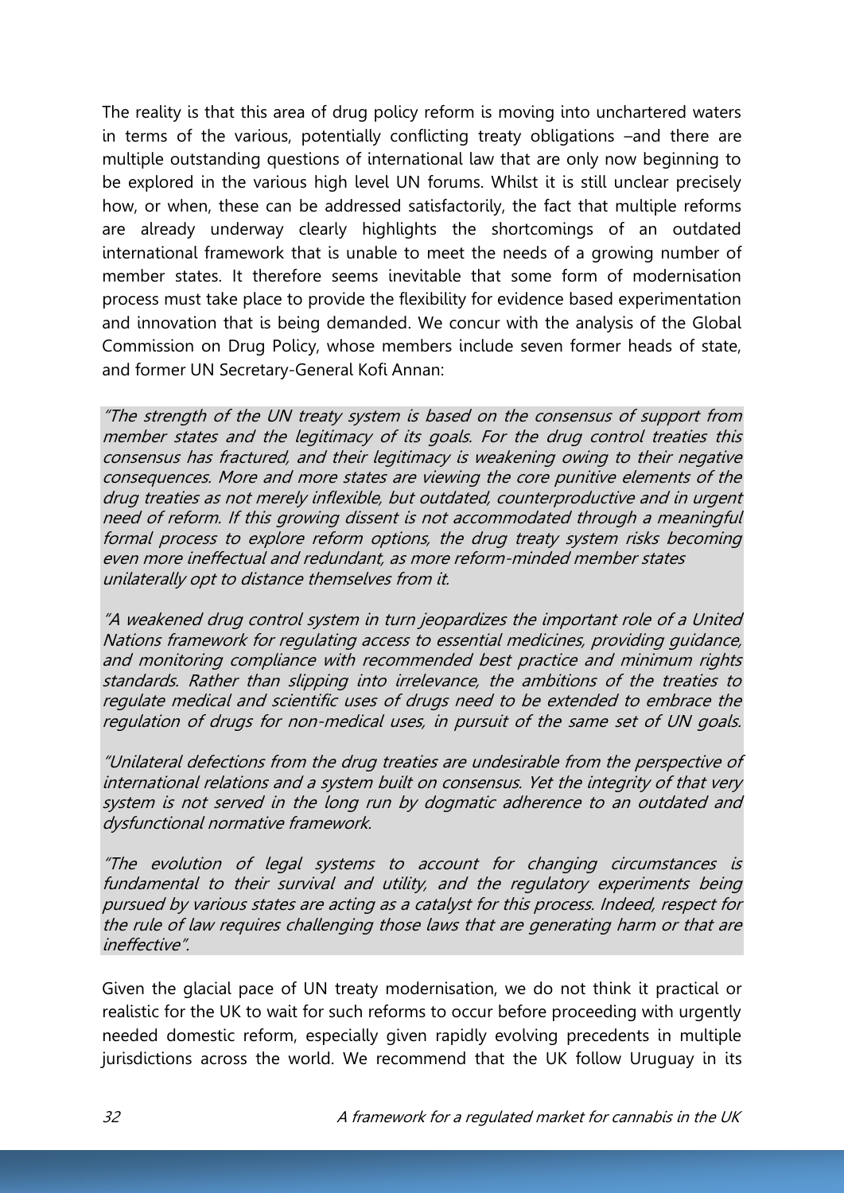The reality is that this area of drug policy reform is moving into unchartered waters in terms of the various, potentially conflicting treaty obligations –and there are multiple outstanding questions of international law that are only now beginning to be explored in the various high level UN forums. Whilst it is still unclear precisely how, or when, these can be addressed satisfactorily, the fact that multiple reforms are already underway clearly highlights the shortcomings of an outdated international framework that is unable to meet the needs of a growing number of member states. It therefore seems inevitable that some form of modernisation process must take place to provide the flexibility for evidence based experimentation and innovation that is being demanded. We concur with the analysis of the Global Commission on Drug Policy, whose members include seven former heads of state, and former UN Secretary-General Kofi Annan:

> *"The strength of the UN treaty system is based on the consensus of support from member states and the legitimacy of its goals. For the drug control treaties this consensus has fractured, and their legitimacy is weakening owing to their negative consequences. More and more states are viewing the core punitive elements of the drug treaties as not merely inflexible, but outdated, counterproductive and in urgent need of reform. If this growing dissent is not accommodated through a meaningful formal process to explore reform options, the drug treaty system risks becoming even more ineffectual and redundant, as more reform-minded member states unilaterally opt to distance themselves from it.*
>
> *"A weakened drug control system in turn jeopardizes the important role of a United Nations framework for regulating access to essential medicines, providing guidance, and monitoring compliance with recommended best practice and minimum rights standards. Rather than slipping into irrelevance, the ambitions of the treaties to regulate medical and scientific uses of drugs need to be extended to embrace the regulation of drugs for non-medical uses, in pursuit of the same set of UN goals.*
>
> *"Unilateral defections from the drug treaties are undesirable from the perspective of international relations and a system built on consensus. Yet the integrity of that very system is not served in the long run by dogmatic adherence to an outdated and dysfunctional normative framework.*
>
> *"The evolution of legal systems to account for changing circumstances is fundamental to their survival and utility, and the regulatory experiments being pursued by various states are acting as a catalyst for this process. Indeed, respect for the rule of law requires challenging those laws that are generating harm or that are ineffective".*

Given the glacial pace of UN treaty modernisation, we do not think it practical or realistic for the UK to wait for such reforms to occur before proceeding with urgently needed domestic reform, especially given rapidly evolving precedents in multiple jurisdictions across the world. We recommend that the UK follow Uruguay in its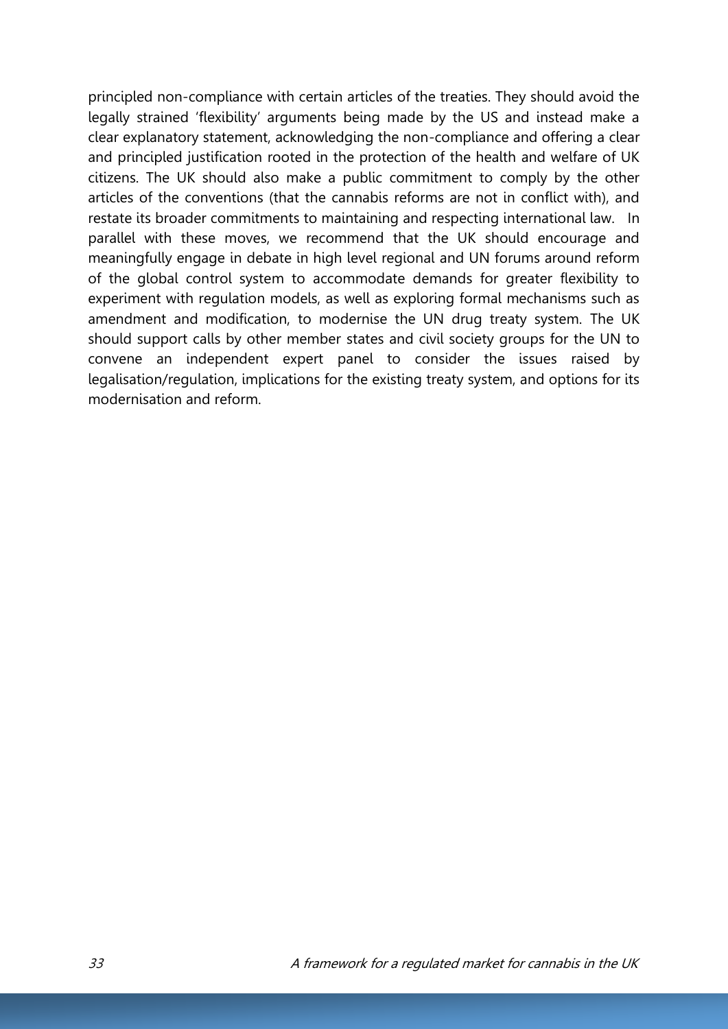principled non-compliance with certain articles of the treaties. They should avoid the legally strained 'flexibility' arguments being made by the US and instead make a clear explanatory statement, acknowledging the non-compliance and offering a clear and principled justification rooted in the protection of the health and welfare of UK citizens. The UK should also make a public commitment to comply by the other articles of the conventions (that the cannabis reforms are not in conflict with), and restate its broader commitments to maintaining and respecting international law. In parallel with these moves, we recommend that the UK should encourage and meaningfully engage in debate in high level regional and UN forums around reform of the global control system to accommodate demands for greater flexibility to experiment with regulation models, as well as exploring formal mechanisms such as amendment and modification, to modernise the UN drug treaty system. The UK should support calls by other member states and civil society groups for the UN to convene an independent expert panel to consider the issues raised by legalisation/regulation, implications for the existing treaty system, and options for its modernisation and reform.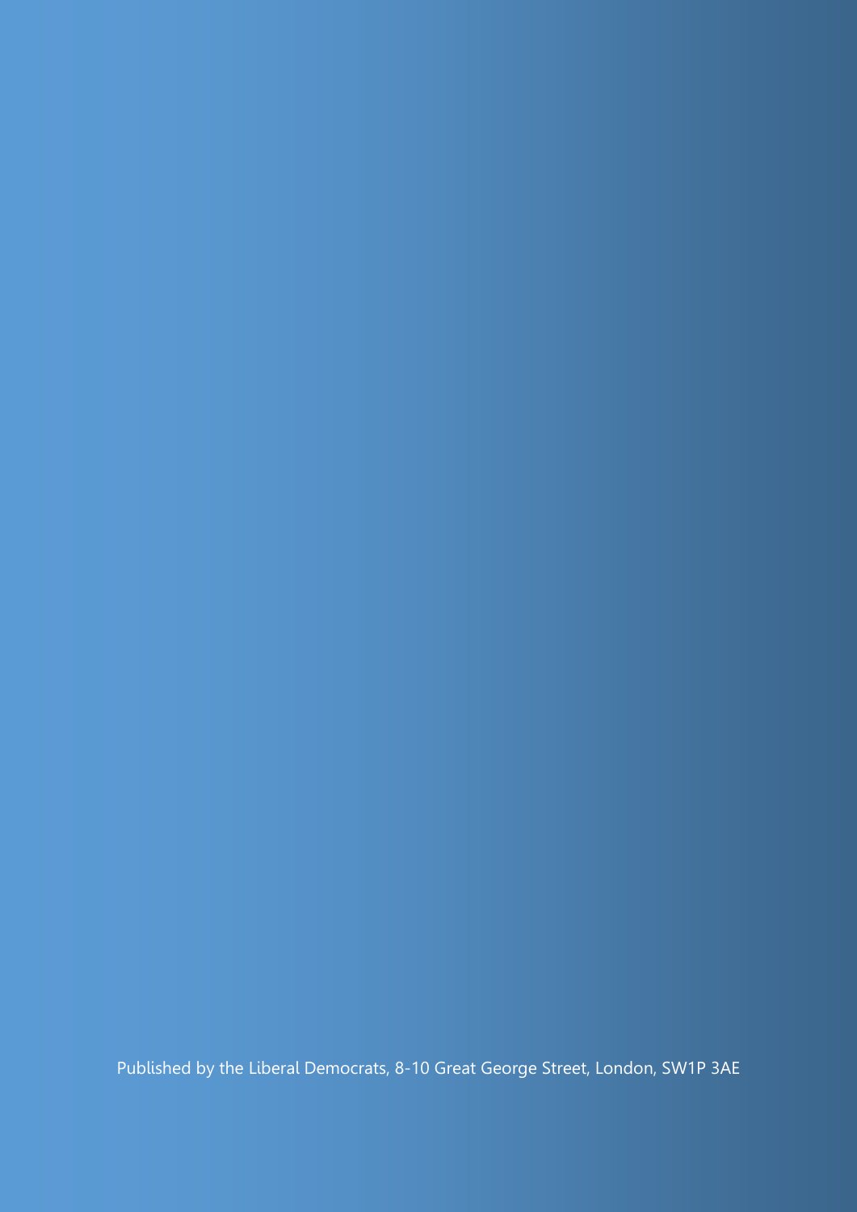Published by the Liberal Democrats, 8-10 Great George Street, London, SW1P 3AE